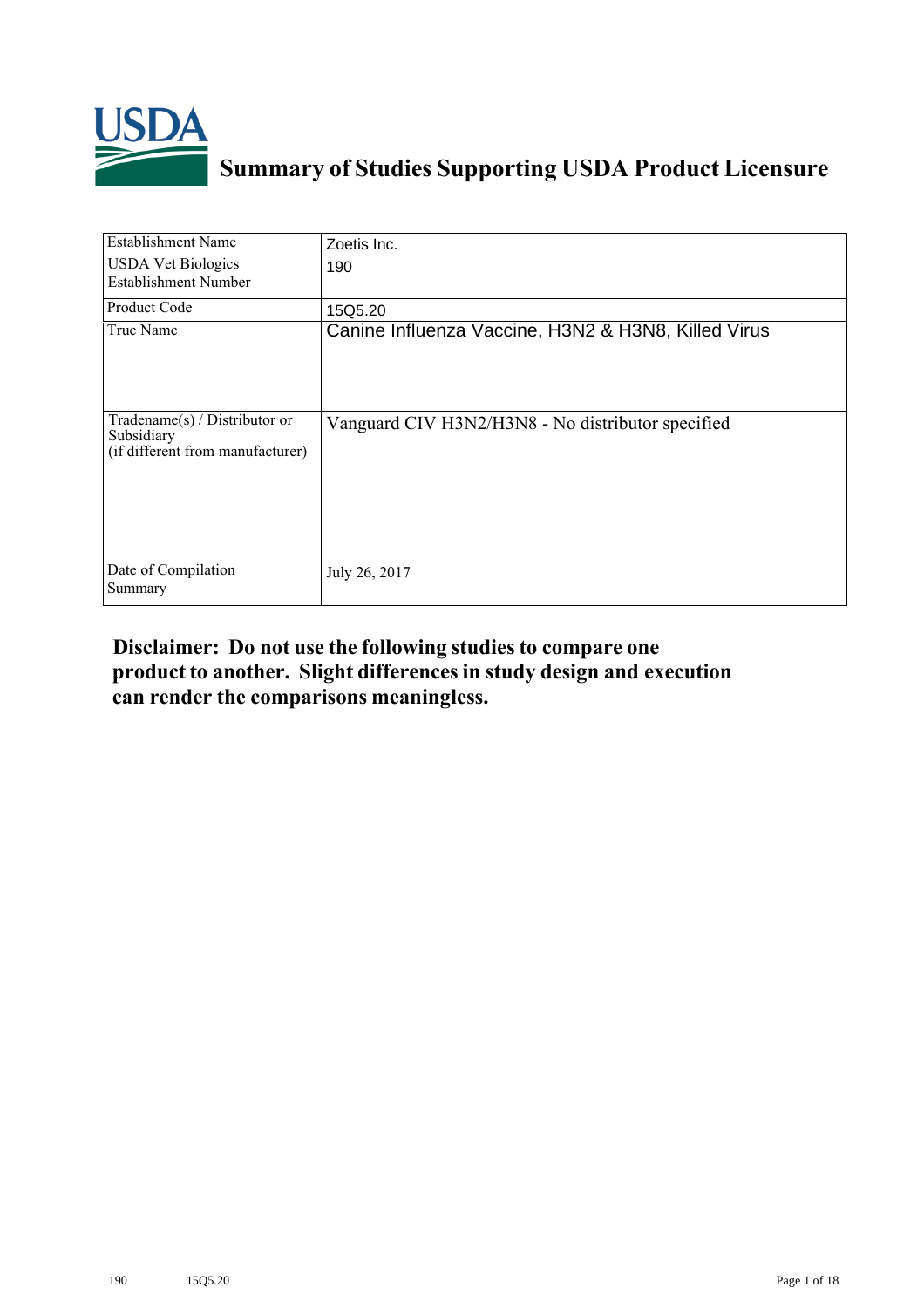# Summary of Studies Supporting USDA Product Licensure

| | |
|---|---|
| Establishment Name | Zoetis Inc. |
| USDA Vet Biologics Establishment Number | 190 |
| Product Code | 15Q5.20 |
| True Name | Canine Influenza Vaccine, H3N2 & H3N8, Killed Virus |
| Tradename(s) / Distributor or Subsidiary (if different from manufacturer) | Vanguard CIV H3N2/H3N8 - No distributor specified |
| Date of Compilation Summary | July 26, 2017 |

**Disclaimer: Do not use the following studies to compare one product to another. Slight differences in study design and execution can render the comparisons meaningless.**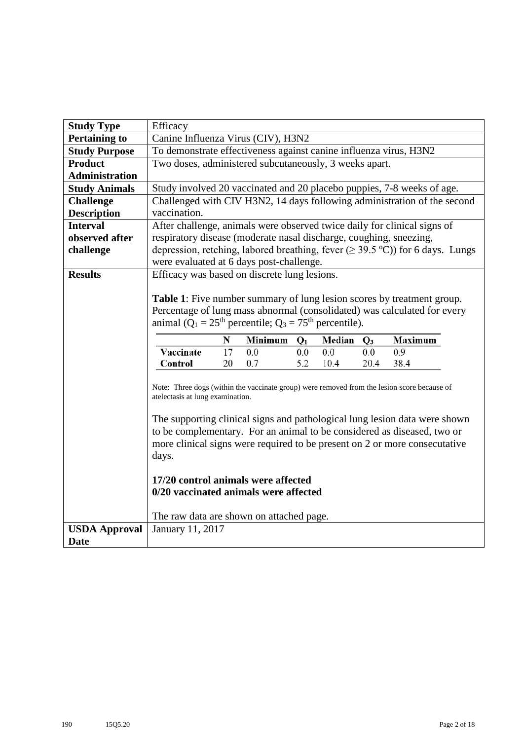| | |
|---|---|
| **Study Type** | Efficacy |
| **Pertaining to** | Canine Influenza Virus (CIV), H3N2 |
| **Study Purpose** | To demonstrate effectiveness against canine influenza virus, H3N2 |
| **Product Administration** | Two doses, administered subcutaneously, 3 weeks apart. |
| **Study Animals** | Study involved 20 vaccinated and 20 placebo puppies, 7-8 weeks of age. |
| **Challenge Description** | Challenged with CIV H3N2, 14 days following administration of the second vaccination. |
| **Interval observed after challenge** | After challenge, animals were observed twice daily for clinical signs of respiratory disease (moderate nasal discharge, coughing, sneezing, depression, retching, labored breathing, fever (≥ 39.5 °C)) for 6 days. Lungs were evaluated at 6 days post-challenge. |
| **Results** | Efficacy was based on discrete lung lesions. (see below) |
| **USDA Approval Date** | January 11, 2017 |

**Results**

Efficacy was based on discrete lung lesions.

**Table 1**: Five number summary of lung lesion scores by treatment group. Percentage of lung mass abnormal (consolidated) was calculated for every animal ($Q_1$ = 25th percentile; $Q_3$ = 75th percentile).

| | N | Minimum | $Q_1$ | Median | $Q_3$ | Maximum |
|---|---|---|---|---|---|---|
| **Vaccinate** | 17 | 0.0 | 0.0 | 0.0 | 0.0 | 0.9 |
| **Control** | 20 | 0.7 | 5.2 | 10.4 | 20.4 | 38.4 |

Note: Three dogs (within the vaccinate group) were removed from the lesion score because of atelectasis at lung examination.

The supporting clinical signs and pathological lung lesion data were shown to be complementary. For an animal to be considered as diseased, two or more clinical signs were required to be present on 2 or more consecutative days.

**17/20 control animals were affected**
**0/20 vaccinated animals were affected**

The raw data are shown on attached page.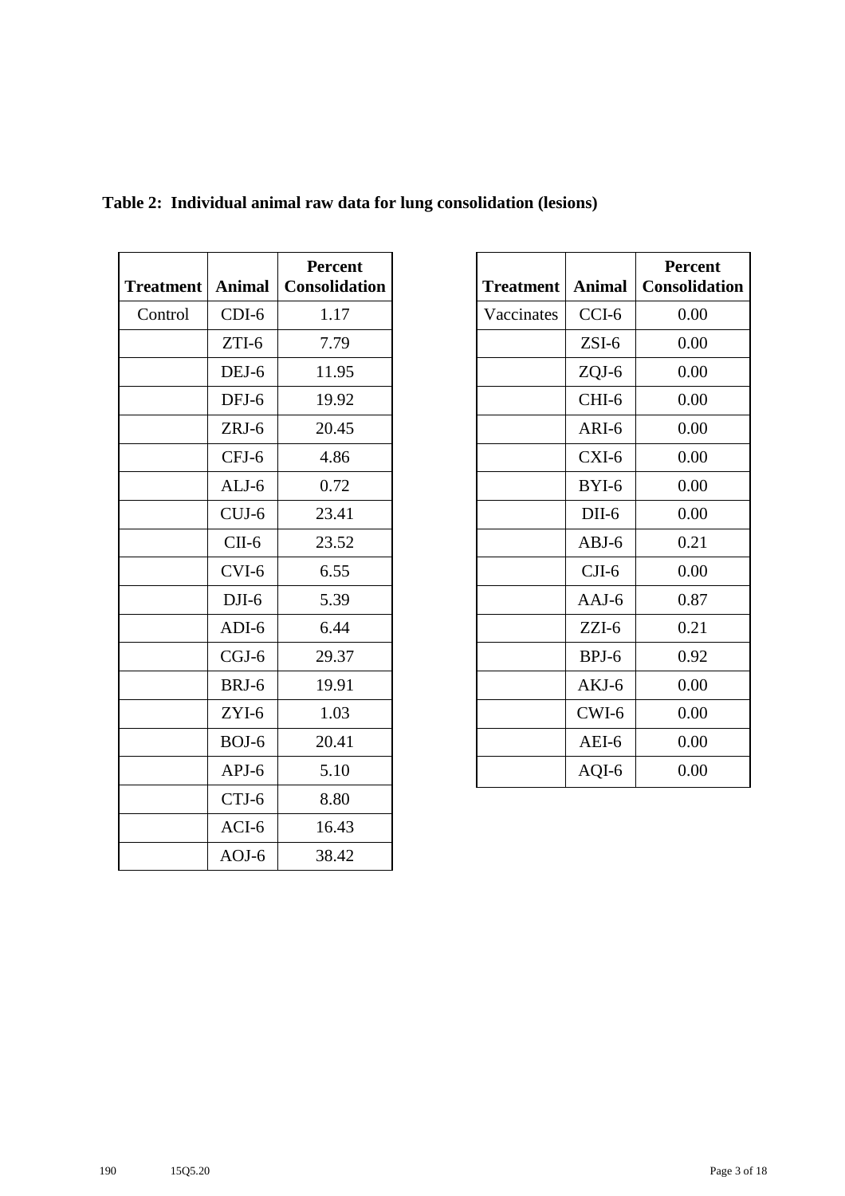**Table 2: Individual animal raw data for lung consolidation (lesions)**

| Treatment | Animal | Percent Consolidation |
|---|---|---|
| Control | CDI-6 | 1.17 |
| | ZTI-6 | 7.79 |
| | DEJ-6 | 11.95 |
| | DFJ-6 | 19.92 |
| | ZRJ-6 | 20.45 |
| | CFJ-6 | 4.86 |
| | ALJ-6 | 0.72 |
| | CUJ-6 | 23.41 |
| | CII-6 | 23.52 |
| | CVI-6 | 6.55 |
| | DJI-6 | 5.39 |
| | ADI-6 | 6.44 |
| | CGJ-6 | 29.37 |
| | BRJ-6 | 19.91 |
| | ZYI-6 | 1.03 |
| | BOJ-6 | 20.41 |
| | APJ-6 | 5.10 |
| | CTJ-6 | 8.80 |
| | ACI-6 | 16.43 |
| | AOJ-6 | 38.42 |

| Treatment | Animal | Percent Consolidation |
|---|---|---|
| Vaccinates | CCI-6 | 0.00 |
| | ZSI-6 | 0.00 |
| | ZQJ-6 | 0.00 |
| | CHI-6 | 0.00 |
| | ARI-6 | 0.00 |
| | CXI-6 | 0.00 |
| | BYI-6 | 0.00 |
| | DII-6 | 0.00 |
| | ABJ-6 | 0.21 |
| | CJI-6 | 0.00 |
| | AAJ-6 | 0.87 |
| | ZZI-6 | 0.21 |
| | BPJ-6 | 0.92 |
| | AKJ-6 | 0.00 |
| | CWI-6 | 0.00 |
| | AEI-6 | 0.00 |
| | AQI-6 | 0.00 |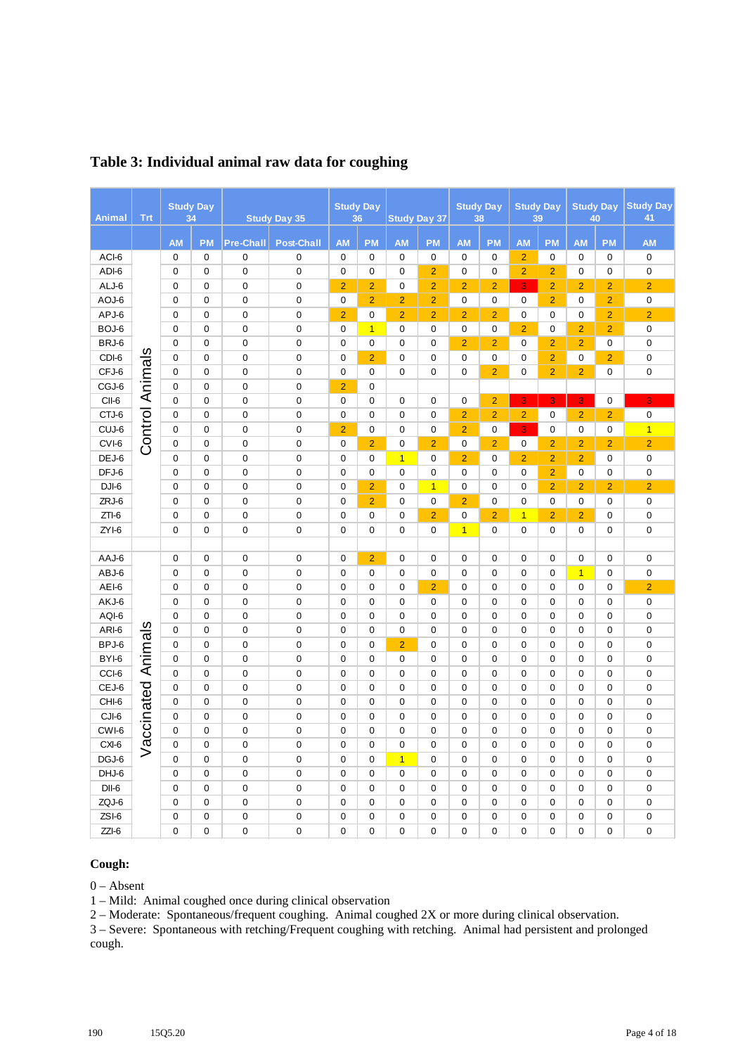## Table 3: Individual animal raw data for coughing

| Animal | Trt | Study Day 34 | | Study Day 35 | | Study Day 36 | | Study Day 37 | | Study Day 38 | | Study Day 39 | | Study Day 40 | | Study Day 41 |
|---|---|---|---|---|---|---|---|---|---|---|---|---|---|---|---|---|
| | | AM | PM | Pre-Chall | Post-Chall | AM | PM | AM | PM | AM | PM | AM | PM | AM | PM | AM |
| ACI-6 | Control Animals | 0 | 0 | 0 | 0 | 0 | 0 | 0 | 0 | 0 | 0 | 2 | 0 | 0 | 0 | 0 |
| ADI-6 | | 0 | 0 | 0 | 0 | 0 | 0 | 0 | 2 | 0 | 0 | 2 | 2 | 0 | 0 | 0 |
| ALJ-6 | | 0 | 0 | 0 | 0 | 2 | 2 | 0 | 2 | 2 | 2 | 3 | 2 | 2 | 2 | 2 |
| AOJ-6 | | 0 | 0 | 0 | 0 | 0 | 2 | 2 | 2 | 0 | 0 | 0 | 2 | 0 | 2 | 0 |
| APJ-6 | | 0 | 0 | 0 | 0 | 2 | 0 | 2 | 2 | 2 | 2 | 0 | 0 | 0 | 2 | 2 |
| BOJ-6 | | 0 | 0 | 0 | 0 | 0 | 1 | 0 | 0 | 0 | 0 | 2 | 0 | 2 | 2 | 0 |
| BRJ-6 | | 0 | 0 | 0 | 0 | 0 | 0 | 0 | 0 | 2 | 2 | 0 | 2 | 2 | 0 | 0 |
| CDI-6 | | 0 | 0 | 0 | 0 | 0 | 2 | 0 | 0 | 0 | 0 | 0 | 2 | 0 | 2 | 0 |
| CFJ-6 | | 0 | 0 | 0 | 0 | 0 | 0 | 0 | 0 | 0 | 2 | 0 | 2 | 2 | 0 | 0 |
| CGJ-6 | | 0 | 0 | 0 | 0 | 2 | 0 | | | | | | | | | |
| CII-6 | | 0 | 0 | 0 | 0 | 0 | 0 | 0 | 0 | 0 | 2 | 3 | 3 | 3 | 0 | 3 |
| CTJ-6 | | 0 | 0 | 0 | 0 | 0 | 0 | 0 | 0 | 2 | 2 | 2 | 0 | 2 | 2 | 0 |
| CUJ-6 | | 0 | 0 | 0 | 0 | 2 | 0 | 0 | 0 | 2 | 0 | 3 | 0 | 0 | 0 | 1 |
| CVI-6 | | 0 | 0 | 0 | 0 | 0 | 2 | 0 | 2 | 0 | 2 | 0 | 2 | 2 | 2 | 2 |
| DEJ-6 | | 0 | 0 | 0 | 0 | 0 | 0 | 1 | 0 | 2 | 0 | 2 | 2 | 2 | 0 | 0 |
| DFJ-6 | | 0 | 0 | 0 | 0 | 0 | 0 | 0 | 0 | 0 | 0 | 0 | 2 | 0 | 0 | 0 |
| DJI-6 | | 0 | 0 | 0 | 0 | 0 | 2 | 0 | 1 | 0 | 0 | 0 | 2 | 2 | 2 | 2 |
| ZRJ-6 | | 0 | 0 | 0 | 0 | 0 | 2 | 0 | 0 | 2 | 0 | 0 | 0 | 0 | 0 | 0 |
| ZTI-6 | | 0 | 0 | 0 | 0 | 0 | 0 | 0 | 2 | 0 | 2 | 1 | 2 | 2 | 0 | 0 |
| ZYI-6 | | 0 | 0 | 0 | 0 | 0 | 0 | 0 | 0 | 1 | 0 | 0 | 0 | 0 | 0 | 0 |
| | | | | | | | | | | | | | | | | |
| AAJ-6 | Vaccinated Animals | 0 | 0 | 0 | 0 | 0 | 2 | 0 | 0 | 0 | 0 | 0 | 0 | 0 | 0 | 0 |
| ABJ-6 | | 0 | 0 | 0 | 0 | 0 | 0 | 0 | 0 | 0 | 0 | 0 | 0 | 1 | 0 | 0 |
| AEI-6 | | 0 | 0 | 0 | 0 | 0 | 0 | 0 | 2 | 0 | 0 | 0 | 0 | 0 | 0 | 2 |
| AKJ-6 | | 0 | 0 | 0 | 0 | 0 | 0 | 0 | 0 | 0 | 0 | 0 | 0 | 0 | 0 | 0 |
| AQI-6 | | 0 | 0 | 0 | 0 | 0 | 0 | 0 | 0 | 0 | 0 | 0 | 0 | 0 | 0 | 0 |
| ARI-6 | | 0 | 0 | 0 | 0 | 0 | 0 | 0 | 0 | 0 | 0 | 0 | 0 | 0 | 0 | 0 |
| BPJ-6 | | 0 | 0 | 0 | 0 | 0 | 0 | 2 | 0 | 0 | 0 | 0 | 0 | 0 | 0 | 0 |
| BYI-6 | | 0 | 0 | 0 | 0 | 0 | 0 | 0 | 0 | 0 | 0 | 0 | 0 | 0 | 0 | 0 |
| CCI-6 | | 0 | 0 | 0 | 0 | 0 | 0 | 0 | 0 | 0 | 0 | 0 | 0 | 0 | 0 | 0 |
| CEJ-6 | | 0 | 0 | 0 | 0 | 0 | 0 | 0 | 0 | 0 | 0 | 0 | 0 | 0 | 0 | 0 |
| CHI-6 | | 0 | 0 | 0 | 0 | 0 | 0 | 0 | 0 | 0 | 0 | 0 | 0 | 0 | 0 | 0 |
| CJI-6 | | 0 | 0 | 0 | 0 | 0 | 0 | 0 | 0 | 0 | 0 | 0 | 0 | 0 | 0 | 0 |
| CWI-6 | | 0 | 0 | 0 | 0 | 0 | 0 | 0 | 0 | 0 | 0 | 0 | 0 | 0 | 0 | 0 |
| CXI-6 | | 0 | 0 | 0 | 0 | 0 | 0 | 0 | 0 | 0 | 0 | 0 | 0 | 0 | 0 | 0 |
| DGJ-6 | | 0 | 0 | 0 | 0 | 0 | 0 | 1 | 0 | 0 | 0 | 0 | 0 | 0 | 0 | 0 |
| DHJ-6 | | 0 | 0 | 0 | 0 | 0 | 0 | 0 | 0 | 0 | 0 | 0 | 0 | 0 | 0 | 0 |
| DII-6 | | 0 | 0 | 0 | 0 | 0 | 0 | 0 | 0 | 0 | 0 | 0 | 0 | 0 | 0 | 0 |
| ZQI-6 | | 0 | 0 | 0 | 0 | 0 | 0 | 0 | 0 | 0 | 0 | 0 | 0 | 0 | 0 | 0 |
| ZSI-6 | | 0 | 0 | 0 | 0 | 0 | 0 | 0 | 0 | 0 | 0 | 0 | 0 | 0 | 0 | 0 |
| ZZI-6 | | 0 | 0 | 0 | 0 | 0 | 0 | 0 | 0 | 0 | 0 | 0 | 0 | 0 | 0 | 0 |

**Cough:**

0 – Absent
1 – Mild: Animal coughed once during clinical observation
2 – Moderate: Spontaneous/frequent coughing. Animal coughed 2X or more during clinical observation.
3 – Severe: Spontaneous with retching/Frequent coughing with retching. Animal had persistent and prolonged cough.

190 15Q5.20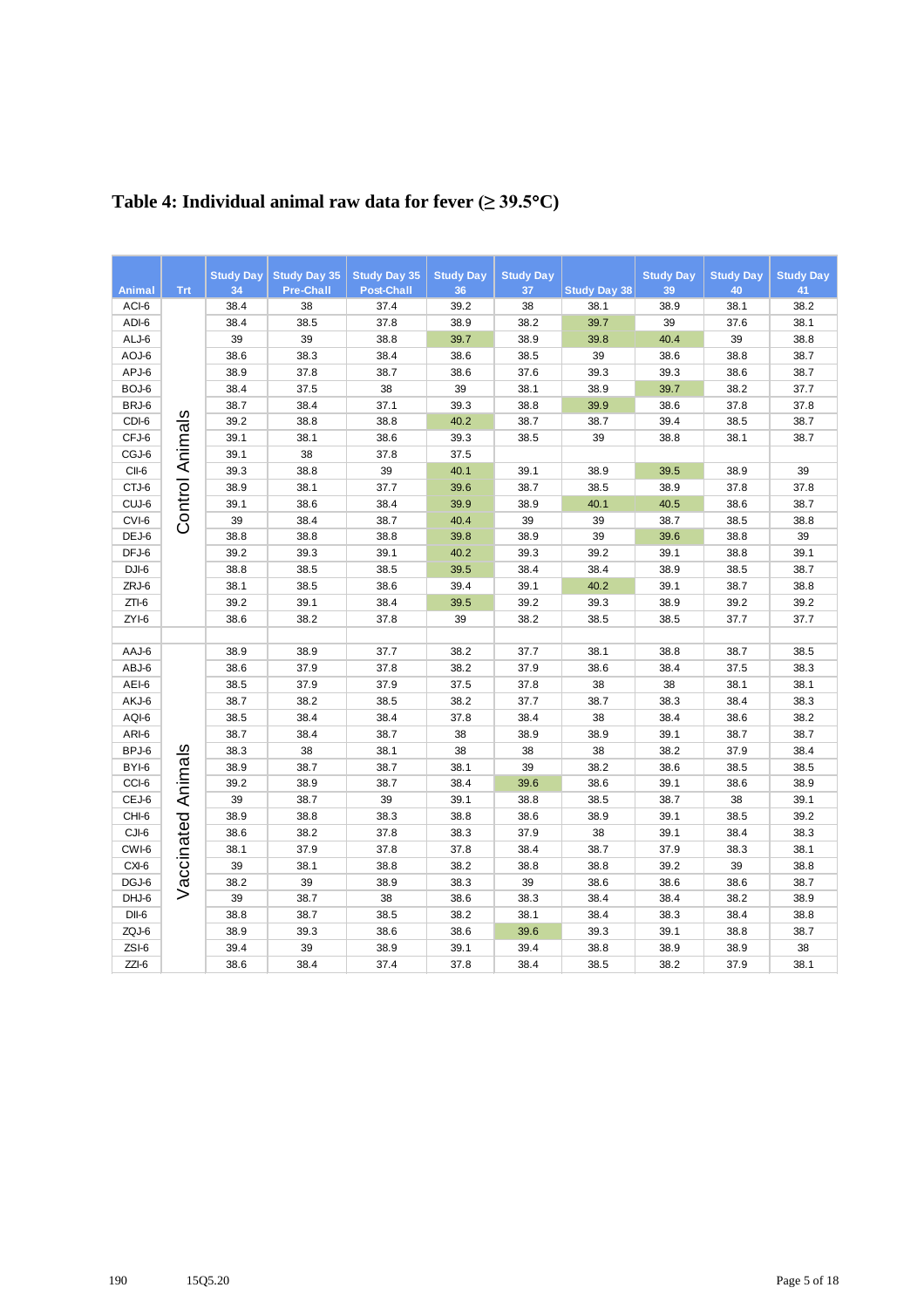# Table 4: Individual animal raw data for fever (≥ 39.5°C)

| Animal | Trt | Study Day 34 | Study Day 35 Pre-Chall | Study Day 35 Post-Chall | Study Day 36 | Study Day 37 | Study Day 38 | Study Day 39 | Study Day 40 | Study Day 41 |
|---|---|---|---|---|---|---|---|---|---|---|
| ACI-6 | Control Animals | 38.4 | 38 | 37.4 | 39.2 | 38 | 38.1 | 38.9 | 38.1 | 38.2 |
| ADI-6 | | 38.4 | 38.5 | 37.8 | 38.9 | 38.2 | 39.7 | 39 | 37.6 | 38.1 |
| ALJ-6 | | 39 | 39 | 38.8 | 39.7 | 38.9 | 39.8 | 40.4 | 39 | 38.8 |
| AOJ-6 | | 38.6 | 38.3 | 38.4 | 38.6 | 38.5 | 39 | 38.6 | 38.8 | 38.7 |
| APJ-6 | | 38.9 | 37.8 | 38.7 | 38.6 | 37.6 | 39.3 | 39.3 | 38.6 | 38.7 |
| BOJ-6 | | 38.4 | 37.5 | 38 | 39 | 38.1 | 38.9 | 39.7 | 38.2 | 37.7 |
| BRJ-6 | | 38.7 | 38.4 | 37.1 | 39.3 | 38.8 | 39.9 | 38.6 | 37.8 | 37.8 |
| CDI-6 | | 39.2 | 38.8 | 38.8 | 40.2 | 38.7 | 38.7 | 39.4 | 38.5 | 38.7 |
| CFJ-6 | | 39.1 | 38.1 | 38.6 | 39.3 | 38.5 | 39 | 38.8 | 38.1 | 38.7 |
| CGJ-6 | | 39.1 | 38 | 37.8 | 37.5 | | | | | |
| CII-6 | | 39.3 | 38.8 | 39 | 40.1 | 39.1 | 38.9 | 39.5 | 38.9 | 39 |
| CTJ-6 | | 38.9 | 38.1 | 37.7 | 39.6 | 38.7 | 38.5 | 38.9 | 37.8 | 37.8 |
| CUJ-6 | | 39.1 | 38.6 | 38.4 | 39.9 | 38.9 | 40.1 | 40.5 | 38.6 | 38.7 |
| CVI-6 | | 39 | 38.4 | 38.7 | 40.4 | 39 | 39 | 38.7 | 38.5 | 38.8 |
| DEJ-6 | | 38.8 | 38.8 | 38.8 | 39.8 | 38.9 | 39 | 39.6 | 38.8 | 39 |
| DFJ-6 | | 39.2 | 39.3 | 39.1 | 40.2 | 39.3 | 39.2 | 39.1 | 38.8 | 39.1 |
| DJI-6 | | 38.8 | 38.5 | 38.5 | 39.5 | 38.4 | 38.4 | 38.9 | 38.5 | 38.7 |
| ZRJ-6 | | 38.1 | 38.5 | 38.6 | 39.4 | 39.1 | 40.2 | 39.1 | 38.7 | 38.8 |
| ZTI-6 | | 39.2 | 39.1 | 38.4 | 39.5 | 39.2 | 39.3 | 38.9 | 39.2 | 39.2 |
| ZYI-6 | | 38.6 | 38.2 | 37.8 | 39 | 38.2 | 38.5 | 38.5 | 37.7 | 37.7 |
| | | | | | | | | | | |
| AAJ-6 | Vaccinated Animals | 38.9 | 38.9 | 37.7 | 38.2 | 37.7 | 38.1 | 38.8 | 38.7 | 38.5 |
| ABJ-6 | | 38.6 | 37.9 | 37.8 | 38.2 | 37.9 | 38.6 | 38.4 | 37.5 | 38.3 |
| AEI-6 | | 38.5 | 37.9 | 37.9 | 37.5 | 37.8 | 38 | 38 | 38.1 | 38.1 |
| AKJ-6 | | 38.7 | 38.2 | 38.5 | 38.2 | 37.7 | 38.7 | 38.3 | 38.4 | 38.3 |
| AQI-6 | | 38.5 | 38.4 | 38.4 | 37.8 | 38.4 | 38 | 38.4 | 38.6 | 38.2 |
| ARI-6 | | 38.7 | 38.4 | 38.7 | 38 | 38.9 | 38.9 | 39.1 | 38.7 | 38.7 |
| BPJ-6 | | 38.3 | 38 | 38.1 | 38 | 38 | 38 | 38.2 | 37.9 | 38.4 |
| BYI-6 | | 38.9 | 38.7 | 38.7 | 38.1 | 39 | 38.2 | 38.6 | 38.5 | 38.5 |
| CCI-6 | | 39.2 | 38.9 | 38.7 | 38.4 | 39.6 | 38.6 | 39.1 | 38.6 | 38.9 |
| CEJ-6 | | 39 | 38.7 | 39 | 39.1 | 38.8 | 38.5 | 38.7 | 38 | 39.1 |
| CHI-6 | | 38.9 | 38.8 | 38.3 | 38.8 | 38.6 | 38.9 | 39.1 | 38.5 | 39.2 |
| CJI-6 | | 38.6 | 38.2 | 37.8 | 38.3 | 37.9 | 38 | 39.1 | 38.4 | 38.3 |
| CWI-6 | | 38.1 | 37.9 | 37.8 | 37.8 | 38.4 | 38.7 | 37.9 | 38.3 | 38.1 |
| CXI-6 | | 39 | 38.1 | 38.8 | 38.2 | 38.8 | 38.8 | 39.2 | 39 | 38.8 |
| DGJ-6 | | 38.2 | 39 | 38.9 | 38.3 | 39 | 38.6 | 38.6 | 38.6 | 38.7 |
| DHJ-6 | | 39 | 38.7 | 38 | 38.6 | 38.3 | 38.4 | 38.4 | 38.2 | 38.9 |
| DII-6 | | 38.8 | 38.7 | 38.5 | 38.2 | 38.1 | 38.4 | 38.3 | 38.4 | 38.8 |
| ZQI-6 | | 38.9 | 39.3 | 38.6 | 38.6 | 39.6 | 39.3 | 39.1 | 38.8 | 38.7 |
| ZSI-6 | | 39.4 | 39 | 38.9 | 39.1 | 39.4 | 38.8 | 38.9 | 38.9 | 38 |
| ZZI-6 | | 38.6 | 38.4 | 37.4 | 37.8 | 38.4 | 38.5 | 38.2 | 37.9 | 38.1 |

190 15Q5.20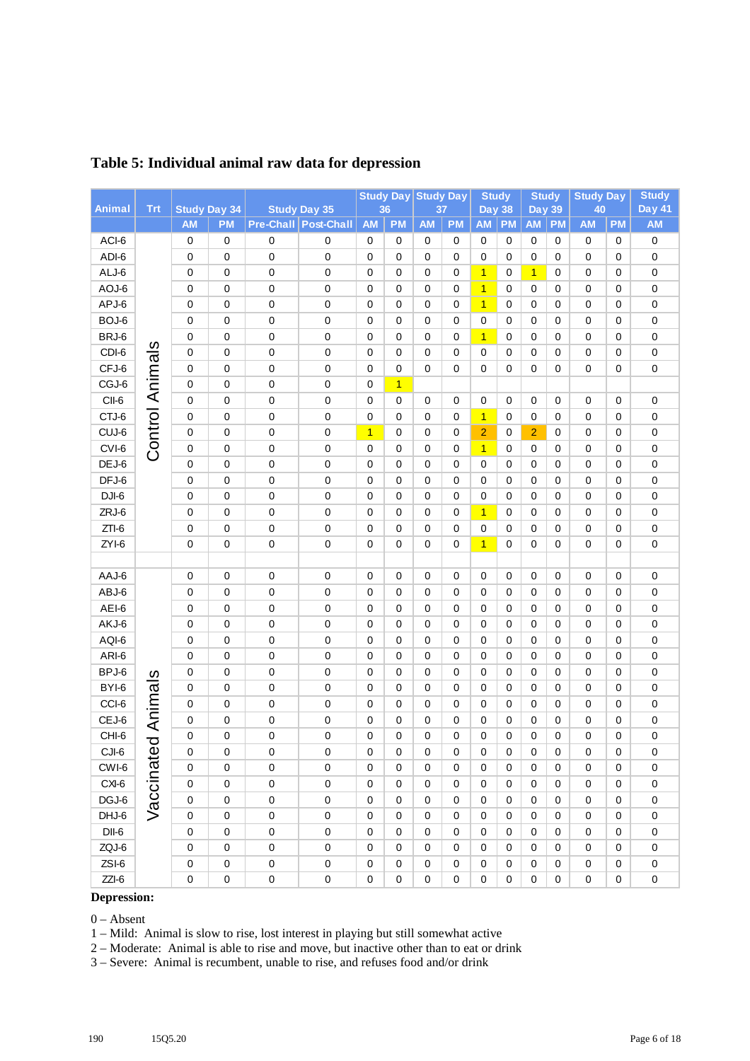## Table 5: Individual animal raw data for depression

| Animal | Trt | Study Day 34 | | Study Day 35 | | Study Day 36 | | Study Day 37 | | Study Day 38 | | Study Day 39 | | Study Day 40 | | Study Day 41 |
|---|---|---|---|---|---|---|---|---|---|---|---|---|---|---|---|---|
| | | AM | PM | Pre-Chall | Post-Chall | AM | PM | AM | PM | AM | PM | AM | PM | AM | PM | AM |
| ACI-6 | Control Animals | 0 | 0 | 0 | 0 | 0 | 0 | 0 | 0 | 0 | 0 | 0 | 0 | 0 | 0 | 0 |
| ADI-6 | | 0 | 0 | 0 | 0 | 0 | 0 | 0 | 0 | 0 | 0 | 0 | 0 | 0 | 0 | 0 |
| ALJ-6 | | 0 | 0 | 0 | 0 | 0 | 0 | 0 | 0 | 1 | 0 | 1 | 0 | 0 | 0 | 0 |
| AOJ-6 | | 0 | 0 | 0 | 0 | 0 | 0 | 0 | 0 | 1 | 0 | 0 | 0 | 0 | 0 | 0 |
| APJ-6 | | 0 | 0 | 0 | 0 | 0 | 0 | 0 | 0 | 1 | 0 | 0 | 0 | 0 | 0 | 0 |
| BOJ-6 | | 0 | 0 | 0 | 0 | 0 | 0 | 0 | 0 | 0 | 0 | 0 | 0 | 0 | 0 | 0 |
| BRJ-6 | | 0 | 0 | 0 | 0 | 0 | 0 | 0 | 0 | 1 | 0 | 0 | 0 | 0 | 0 | 0 |
| CDI-6 | | 0 | 0 | 0 | 0 | 0 | 0 | 0 | 0 | 0 | 0 | 0 | 0 | 0 | 0 | 0 |
| CFJ-6 | | 0 | 0 | 0 | 0 | 0 | 0 | 0 | 0 | 0 | 0 | 0 | 0 | 0 | 0 | 0 |
| CGJ-6 | | 0 | 0 | 0 | 0 | 0 | 1 | | | | | | | | | |
| CII-6 | | 0 | 0 | 0 | 0 | 0 | 0 | 0 | 0 | 0 | 0 | 0 | 0 | 0 | 0 | 0 |
| CTJ-6 | | 0 | 0 | 0 | 0 | 0 | 0 | 0 | 0 | 1 | 0 | 0 | 0 | 0 | 0 | 0 |
| CUJ-6 | | 0 | 0 | 0 | 0 | 1 | 0 | 0 | 0 | 2 | 0 | 2 | 0 | 0 | 0 | 0 |
| CVI-6 | | 0 | 0 | 0 | 0 | 0 | 0 | 0 | 0 | 1 | 0 | 0 | 0 | 0 | 0 | 0 |
| DEJ-6 | | 0 | 0 | 0 | 0 | 0 | 0 | 0 | 0 | 0 | 0 | 0 | 0 | 0 | 0 | 0 |
| DFJ-6 | | 0 | 0 | 0 | 0 | 0 | 0 | 0 | 0 | 0 | 0 | 0 | 0 | 0 | 0 | 0 |
| DJI-6 | | 0 | 0 | 0 | 0 | 0 | 0 | 0 | 0 | 0 | 0 | 0 | 0 | 0 | 0 | 0 |
| ZRJ-6 | | 0 | 0 | 0 | 0 | 0 | 0 | 0 | 0 | 1 | 0 | 0 | 0 | 0 | 0 | 0 |
| ZTI-6 | | 0 | 0 | 0 | 0 | 0 | 0 | 0 | 0 | 0 | 0 | 0 | 0 | 0 | 0 | 0 |
| ZYI-6 | | 0 | 0 | 0 | 0 | 0 | 0 | 0 | 0 | 1 | 0 | 0 | 0 | 0 | 0 | 0 |
| | | | | | | | | | | | | | | | | |
| AAJ-6 | Vaccinated Animals | 0 | 0 | 0 | 0 | 0 | 0 | 0 | 0 | 0 | 0 | 0 | 0 | 0 | 0 | 0 |
| ABJ-6 | | 0 | 0 | 0 | 0 | 0 | 0 | 0 | 0 | 0 | 0 | 0 | 0 | 0 | 0 | 0 |
| AEI-6 | | 0 | 0 | 0 | 0 | 0 | 0 | 0 | 0 | 0 | 0 | 0 | 0 | 0 | 0 | 0 |
| AKJ-6 | | 0 | 0 | 0 | 0 | 0 | 0 | 0 | 0 | 0 | 0 | 0 | 0 | 0 | 0 | 0 |
| AQI-6 | | 0 | 0 | 0 | 0 | 0 | 0 | 0 | 0 | 0 | 0 | 0 | 0 | 0 | 0 | 0 |
| ARI-6 | | 0 | 0 | 0 | 0 | 0 | 0 | 0 | 0 | 0 | 0 | 0 | 0 | 0 | 0 | 0 |
| BPJ-6 | | 0 | 0 | 0 | 0 | 0 | 0 | 0 | 0 | 0 | 0 | 0 | 0 | 0 | 0 | 0 |
| BYI-6 | | 0 | 0 | 0 | 0 | 0 | 0 | 0 | 0 | 0 | 0 | 0 | 0 | 0 | 0 | 0 |
| CCI-6 | | 0 | 0 | 0 | 0 | 0 | 0 | 0 | 0 | 0 | 0 | 0 | 0 | 0 | 0 | 0 |
| CEJ-6 | | 0 | 0 | 0 | 0 | 0 | 0 | 0 | 0 | 0 | 0 | 0 | 0 | 0 | 0 | 0 |
| CHI-6 | | 0 | 0 | 0 | 0 | 0 | 0 | 0 | 0 | 0 | 0 | 0 | 0 | 0 | 0 | 0 |
| CJI-6 | | 0 | 0 | 0 | 0 | 0 | 0 | 0 | 0 | 0 | 0 | 0 | 0 | 0 | 0 | 0 |
| CWI-6 | | 0 | 0 | 0 | 0 | 0 | 0 | 0 | 0 | 0 | 0 | 0 | 0 | 0 | 0 | 0 |
| CXI-6 | | 0 | 0 | 0 | 0 | 0 | 0 | 0 | 0 | 0 | 0 | 0 | 0 | 0 | 0 | 0 |
| DGJ-6 | | 0 | 0 | 0 | 0 | 0 | 0 | 0 | 0 | 0 | 0 | 0 | 0 | 0 | 0 | 0 |
| DHJ-6 | | 0 | 0 | 0 | 0 | 0 | 0 | 0 | 0 | 0 | 0 | 0 | 0 | 0 | 0 | 0 |
| DII-6 | | 0 | 0 | 0 | 0 | 0 | 0 | 0 | 0 | 0 | 0 | 0 | 0 | 0 | 0 | 0 |
| ZQI-6 | | 0 | 0 | 0 | 0 | 0 | 0 | 0 | 0 | 0 | 0 | 0 | 0 | 0 | 0 | 0 |
| ZSI-6 | | 0 | 0 | 0 | 0 | 0 | 0 | 0 | 0 | 0 | 0 | 0 | 0 | 0 | 0 | 0 |
| ZZI-6 | | 0 | 0 | 0 | 0 | 0 | 0 | 0 | 0 | 0 | 0 | 0 | 0 | 0 | 0 | 0 |

**Depression:**

0 – Absent
1 – Mild: Animal is slow to rise, lost interest in playing but still somewhat active
2 – Moderate: Animal is able to rise and move, but inactive other than to eat or drink
3 – Severe: Animal is recumbent, unable to rise, and refuses food and/or drink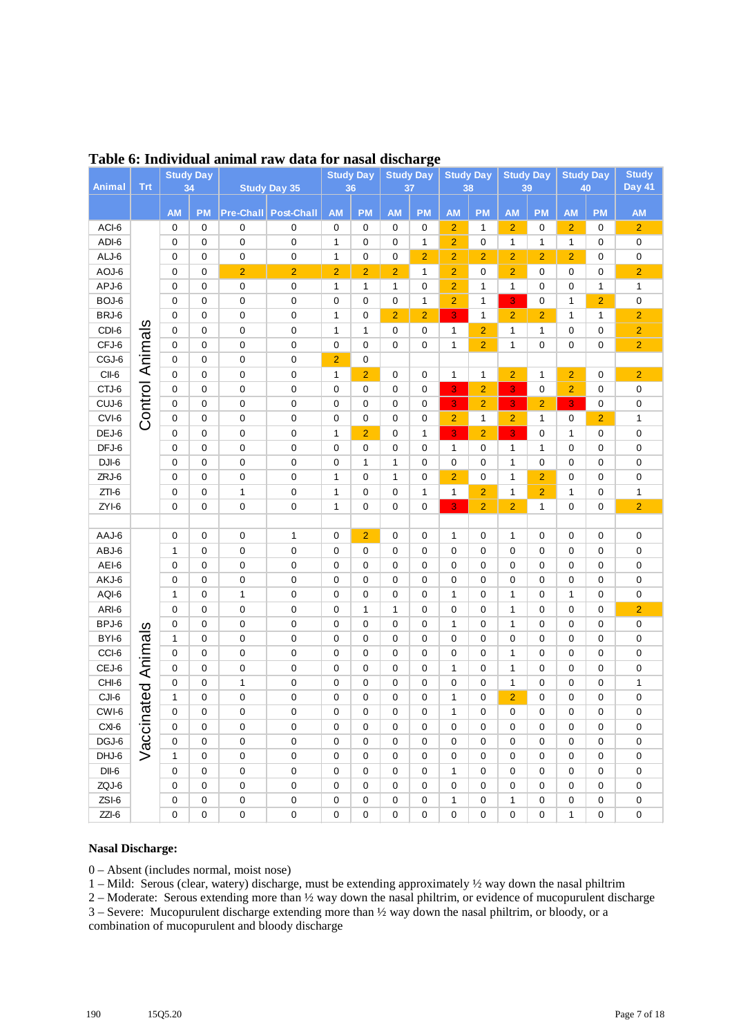## Table 6: Individual animal raw data for nasal discharge

| Animal | Trt | Study Day 34 | | Study Day 35 | | Study Day 36 | | Study Day 37 | | Study Day 38 | | Study Day 39 | | Study Day 40 | | Study Day 41 |
|---|---|---|---|---|---|---|---|---|---|---|---|---|---|---|---|---|
| | | AM | PM | Pre-Chall | Post-Chall | AM | PM | AM | PM | AM | PM | AM | PM | AM | PM | AM |
| ACI-6 | Control Animals | 0 | 0 | 0 | 0 | 0 | 0 | 0 | 0 | 2 | 1 | 2 | 0 | 2 | 0 | 2 |
| ADI-6 | | 0 | 0 | 0 | 0 | 1 | 0 | 0 | 1 | 2 | 0 | 1 | 1 | 1 | 0 | 0 |
| ALJ-6 | | 0 | 0 | 0 | 0 | 1 | 0 | 0 | 2 | 2 | 2 | 2 | 2 | 2 | 0 | 0 |
| AOJ-6 | | 0 | 0 | 2 | 2 | 2 | 2 | 2 | 1 | 2 | 0 | 2 | 0 | 0 | 0 | 2 |
| APJ-6 | | 0 | 0 | 0 | 0 | 1 | 1 | 1 | 0 | 2 | 1 | 1 | 0 | 0 | 1 | 1 |
| BOJ-6 | | 0 | 0 | 0 | 0 | 0 | 0 | 0 | 1 | 2 | 1 | 3 | 0 | 1 | 2 | 0 |
| BRJ-6 | | 0 | 0 | 0 | 0 | 1 | 0 | 2 | 2 | 3 | 1 | 2 | 2 | 1 | 1 | 2 |
| CDI-6 | | 0 | 0 | 0 | 0 | 1 | 1 | 0 | 0 | 1 | 2 | 1 | 1 | 0 | 0 | 2 |
| CFJ-6 | | 0 | 0 | 0 | 0 | 0 | 0 | 0 | 0 | 1 | 2 | 1 | 0 | 0 | 0 | 2 |
| CGJ-6 | | 0 | 0 | 0 | 0 | 2 | 0 | | | | | | | | | |
| CII-6 | | 0 | 0 | 0 | 0 | 1 | 2 | 0 | 0 | 1 | 1 | 2 | 1 | 2 | 0 | 2 |
| CTJ-6 | | 0 | 0 | 0 | 0 | 0 | 0 | 0 | 0 | 3 | 2 | 3 | 0 | 2 | 0 | 0 |
| CUJ-6 | | 0 | 0 | 0 | 0 | 0 | 0 | 0 | 0 | 3 | 2 | 3 | 2 | 3 | 0 | 0 |
| CVI-6 | | 0 | 0 | 0 | 0 | 0 | 0 | 0 | 0 | 2 | 1 | 2 | 1 | 0 | 2 | 1 |
| DEJ-6 | | 0 | 0 | 0 | 0 | 1 | 2 | 0 | 1 | 3 | 2 | 3 | 0 | 1 | 0 | 0 |
| DFJ-6 | | 0 | 0 | 0 | 0 | 0 | 0 | 0 | 0 | 1 | 0 | 1 | 1 | 0 | 0 | 0 |
| DJI-6 | | 0 | 0 | 0 | 0 | 0 | 1 | 1 | 0 | 0 | 0 | 1 | 0 | 0 | 0 | 0 |
| ZRJ-6 | | 0 | 0 | 0 | 0 | 1 | 0 | 1 | 0 | 2 | 0 | 1 | 2 | 0 | 0 | 0 |
| ZTI-6 | | 0 | 0 | 1 | 0 | 1 | 0 | 0 | 1 | 1 | 2 | 1 | 2 | 1 | 0 | 1 |
| ZYI-6 | | 0 | 0 | 0 | 0 | 1 | 0 | 0 | 0 | 3 | 2 | 2 | 1 | 0 | 0 | 2 |
| | | | | | | | | | | | | | | | | |
| AAJ-6 | Vaccinated Animals | 0 | 0 | 0 | 1 | 0 | 2 | 0 | 0 | 1 | 0 | 1 | 0 | 0 | 0 | 0 |
| ABJ-6 | | 1 | 0 | 0 | 0 | 0 | 0 | 0 | 0 | 0 | 0 | 0 | 0 | 0 | 0 | 0 |
| AEI-6 | | 0 | 0 | 0 | 0 | 0 | 0 | 0 | 0 | 0 | 0 | 0 | 0 | 0 | 0 | 0 |
| AKJ-6 | | 0 | 0 | 0 | 0 | 0 | 0 | 0 | 0 | 0 | 0 | 0 | 0 | 0 | 0 | 0 |
| AQI-6 | | 1 | 0 | 1 | 0 | 0 | 0 | 0 | 0 | 1 | 0 | 1 | 0 | 1 | 0 | 0 |
| ARI-6 | | 0 | 0 | 0 | 0 | 0 | 1 | 1 | 0 | 0 | 0 | 1 | 0 | 0 | 0 | 2 |
| BPJ-6 | | 0 | 0 | 0 | 0 | 0 | 0 | 0 | 0 | 1 | 0 | 1 | 0 | 0 | 0 | 0 |
| BYI-6 | | 1 | 0 | 0 | 0 | 0 | 0 | 0 | 0 | 0 | 0 | 0 | 0 | 0 | 0 | 0 |
| CCI-6 | | 0 | 0 | 0 | 0 | 0 | 0 | 0 | 0 | 0 | 0 | 1 | 0 | 0 | 0 | 0 |
| CEJ-6 | | 0 | 0 | 0 | 0 | 0 | 0 | 0 | 0 | 1 | 0 | 1 | 0 | 0 | 0 | 0 |
| CHI-6 | | 0 | 0 | 1 | 0 | 0 | 0 | 0 | 0 | 0 | 0 | 1 | 0 | 0 | 0 | 1 |
| CJI-6 | | 1 | 0 | 0 | 0 | 0 | 0 | 0 | 0 | 1 | 0 | 2 | 0 | 0 | 0 | 0 |
| CWI-6 | | 0 | 0 | 0 | 0 | 0 | 0 | 0 | 0 | 1 | 0 | 0 | 0 | 0 | 0 | 0 |
| CXI-6 | | 0 | 0 | 0 | 0 | 0 | 0 | 0 | 0 | 0 | 0 | 0 | 0 | 0 | 0 | 0 |
| DGJ-6 | | 0 | 0 | 0 | 0 | 0 | 0 | 0 | 0 | 0 | 0 | 0 | 0 | 0 | 0 | 0 |
| DHJ-6 | | 1 | 0 | 0 | 0 | 0 | 0 | 0 | 0 | 0 | 0 | 0 | 0 | 0 | 0 | 0 |
| DII-6 | | 0 | 0 | 0 | 0 | 0 | 0 | 0 | 0 | 1 | 0 | 0 | 0 | 0 | 0 | 0 |
| ZQJ-6 | | 0 | 0 | 0 | 0 | 0 | 0 | 0 | 0 | 0 | 0 | 0 | 0 | 0 | 0 | 0 |
| ZSI-6 | | 0 | 0 | 0 | 0 | 0 | 0 | 0 | 0 | 1 | 0 | 1 | 0 | 0 | 0 | 0 |
| ZZI-6 | | 0 | 0 | 0 | 0 | 0 | 0 | 0 | 0 | 0 | 0 | 0 | 0 | 1 | 0 | 0 |

**Nasal Discharge:**

0 – Absent (includes normal, moist nose)
1 – Mild: Serous (clear, watery) discharge, must be extending approximately ½ way down the nasal philtrim
2 – Moderate: Serous extending more than ½ way down the nasal philtrim, or evidence of mucopurulent discharge
3 – Severe: Mucopurulent discharge extending more than ½ way down the nasal philtrim, or bloody, or a combination of mucopurulent and bloody discharge

190 15Q5.20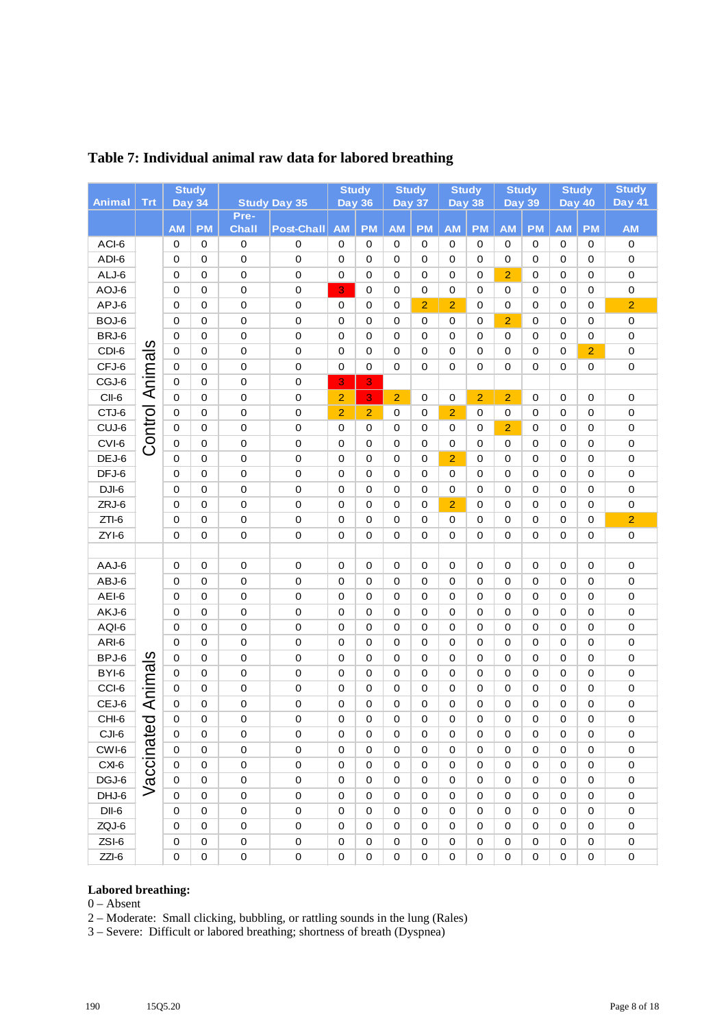## Table 7: Individual animal raw data for labored breathing

| Animal | Trt | Study Day 34 | | Study Day 35 | | Study Day 36 | | Study Day 37 | | Study Day 38 | | Study Day 39 | | Study Day 40 | | Study Day 41 |
|---|---|---|---|---|---|---|---|---|---|---|---|---|---|---|---|---|
| | | AM | PM | Pre-Chall | Post-Chall | AM | PM | AM | PM | AM | PM | AM | PM | AM | PM | AM |
| ACI-6 | Control Animals | 0 | 0 | 0 | 0 | 0 | 0 | 0 | 0 | 0 | 0 | 0 | 0 | 0 | 0 | 0 |
| ADI-6 | | 0 | 0 | 0 | 0 | 0 | 0 | 0 | 0 | 0 | 0 | 0 | 0 | 0 | 0 | 0 |
| ALJ-6 | | 0 | 0 | 0 | 0 | 0 | 0 | 0 | 0 | 0 | 0 | 2 | 0 | 0 | 0 | 0 |
| AOJ-6 | | 0 | 0 | 0 | 0 | 3 | 0 | 0 | 0 | 0 | 0 | 0 | 0 | 0 | 0 | 0 |
| APJ-6 | | 0 | 0 | 0 | 0 | 0 | 0 | 0 | 2 | 2 | 0 | 0 | 0 | 0 | 0 | 2 |
| BOJ-6 | | 0 | 0 | 0 | 0 | 0 | 0 | 0 | 0 | 0 | 0 | 2 | 0 | 0 | 0 | 0 |
| BRJ-6 | | 0 | 0 | 0 | 0 | 0 | 0 | 0 | 0 | 0 | 0 | 0 | 0 | 0 | 0 | 0 |
| CDI-6 | | 0 | 0 | 0 | 0 | 0 | 0 | 0 | 0 | 0 | 0 | 0 | 0 | 0 | 2 | 0 |
| CFJ-6 | | 0 | 0 | 0 | 0 | 0 | 0 | 0 | 0 | 0 | 0 | 0 | 0 | 0 | 0 | 0 |
| CGJ-6 | | 0 | 0 | 0 | 0 | 3 | 3 | | | | | | | | | |
| CII-6 | | 0 | 0 | 0 | 0 | 2 | 3 | 2 | 0 | 0 | 2 | 2 | 0 | 0 | 0 | 0 |
| CTJ-6 | | 0 | 0 | 0 | 0 | 2 | 2 | 0 | 0 | 2 | 0 | 0 | 0 | 0 | 0 | 0 |
| CUJ-6 | | 0 | 0 | 0 | 0 | 0 | 0 | 0 | 0 | 0 | 0 | 2 | 0 | 0 | 0 | 0 |
| CVI-6 | | 0 | 0 | 0 | 0 | 0 | 0 | 0 | 0 | 0 | 0 | 0 | 0 | 0 | 0 | 0 |
| DEJ-6 | | 0 | 0 | 0 | 0 | 0 | 0 | 0 | 0 | 2 | 0 | 0 | 0 | 0 | 0 | 0 |
| DFJ-6 | | 0 | 0 | 0 | 0 | 0 | 0 | 0 | 0 | 0 | 0 | 0 | 0 | 0 | 0 | 0 |
| DJI-6 | | 0 | 0 | 0 | 0 | 0 | 0 | 0 | 0 | 0 | 0 | 0 | 0 | 0 | 0 | 0 |
| ZRJ-6 | | 0 | 0 | 0 | 0 | 0 | 0 | 0 | 0 | 2 | 0 | 0 | 0 | 0 | 0 | 0 |
| ZTI-6 | | 0 | 0 | 0 | 0 | 0 | 0 | 0 | 0 | 0 | 0 | 0 | 0 | 0 | 0 | 2 |
| ZYI-6 | | 0 | 0 | 0 | 0 | 0 | 0 | 0 | 0 | 0 | 0 | 0 | 0 | 0 | 0 | 0 |
| | | | | | | | | | | | | | | | | |
| AAJ-6 | Vaccinated Animals | 0 | 0 | 0 | 0 | 0 | 0 | 0 | 0 | 0 | 0 | 0 | 0 | 0 | 0 | 0 |
| ABJ-6 | | 0 | 0 | 0 | 0 | 0 | 0 | 0 | 0 | 0 | 0 | 0 | 0 | 0 | 0 | 0 |
| AEI-6 | | 0 | 0 | 0 | 0 | 0 | 0 | 0 | 0 | 0 | 0 | 0 | 0 | 0 | 0 | 0 |
| AKJ-6 | | 0 | 0 | 0 | 0 | 0 | 0 | 0 | 0 | 0 | 0 | 0 | 0 | 0 | 0 | 0 |
| AQI-6 | | 0 | 0 | 0 | 0 | 0 | 0 | 0 | 0 | 0 | 0 | 0 | 0 | 0 | 0 | 0 |
| ARI-6 | | 0 | 0 | 0 | 0 | 0 | 0 | 0 | 0 | 0 | 0 | 0 | 0 | 0 | 0 | 0 |
| BPJ-6 | | 0 | 0 | 0 | 0 | 0 | 0 | 0 | 0 | 0 | 0 | 0 | 0 | 0 | 0 | 0 |
| BYI-6 | | 0 | 0 | 0 | 0 | 0 | 0 | 0 | 0 | 0 | 0 | 0 | 0 | 0 | 0 | 0 |
| CCI-6 | | 0 | 0 | 0 | 0 | 0 | 0 | 0 | 0 | 0 | 0 | 0 | 0 | 0 | 0 | 0 |
| CEJ-6 | | 0 | 0 | 0 | 0 | 0 | 0 | 0 | 0 | 0 | 0 | 0 | 0 | 0 | 0 | 0 |
| CHI-6 | | 0 | 0 | 0 | 0 | 0 | 0 | 0 | 0 | 0 | 0 | 0 | 0 | 0 | 0 | 0 |
| CJI-6 | | 0 | 0 | 0 | 0 | 0 | 0 | 0 | 0 | 0 | 0 | 0 | 0 | 0 | 0 | 0 |
| CWI-6 | | 0 | 0 | 0 | 0 | 0 | 0 | 0 | 0 | 0 | 0 | 0 | 0 | 0 | 0 | 0 |
| CXI-6 | | 0 | 0 | 0 | 0 | 0 | 0 | 0 | 0 | 0 | 0 | 0 | 0 | 0 | 0 | 0 |
| DGJ-6 | | 0 | 0 | 0 | 0 | 0 | 0 | 0 | 0 | 0 | 0 | 0 | 0 | 0 | 0 | 0 |
| DHJ-6 | | 0 | 0 | 0 | 0 | 0 | 0 | 0 | 0 | 0 | 0 | 0 | 0 | 0 | 0 | 0 |
| DII-6 | | 0 | 0 | 0 | 0 | 0 | 0 | 0 | 0 | 0 | 0 | 0 | 0 | 0 | 0 | 0 |
| ZQJ-6 | | 0 | 0 | 0 | 0 | 0 | 0 | 0 | 0 | 0 | 0 | 0 | 0 | 0 | 0 | 0 |
| ZSI-6 | | 0 | 0 | 0 | 0 | 0 | 0 | 0 | 0 | 0 | 0 | 0 | 0 | 0 | 0 | 0 |
| ZZI-6 | | 0 | 0 | 0 | 0 | 0 | 0 | 0 | 0 | 0 | 0 | 0 | 0 | 0 | 0 | 0 |

**Labored breathing:**
0 – Absent
2 – Moderate: Small clicking, bubbling, or rattling sounds in the lung (Rales)
3 – Severe: Difficult or labored breathing; shortness of breath (Dyspnea)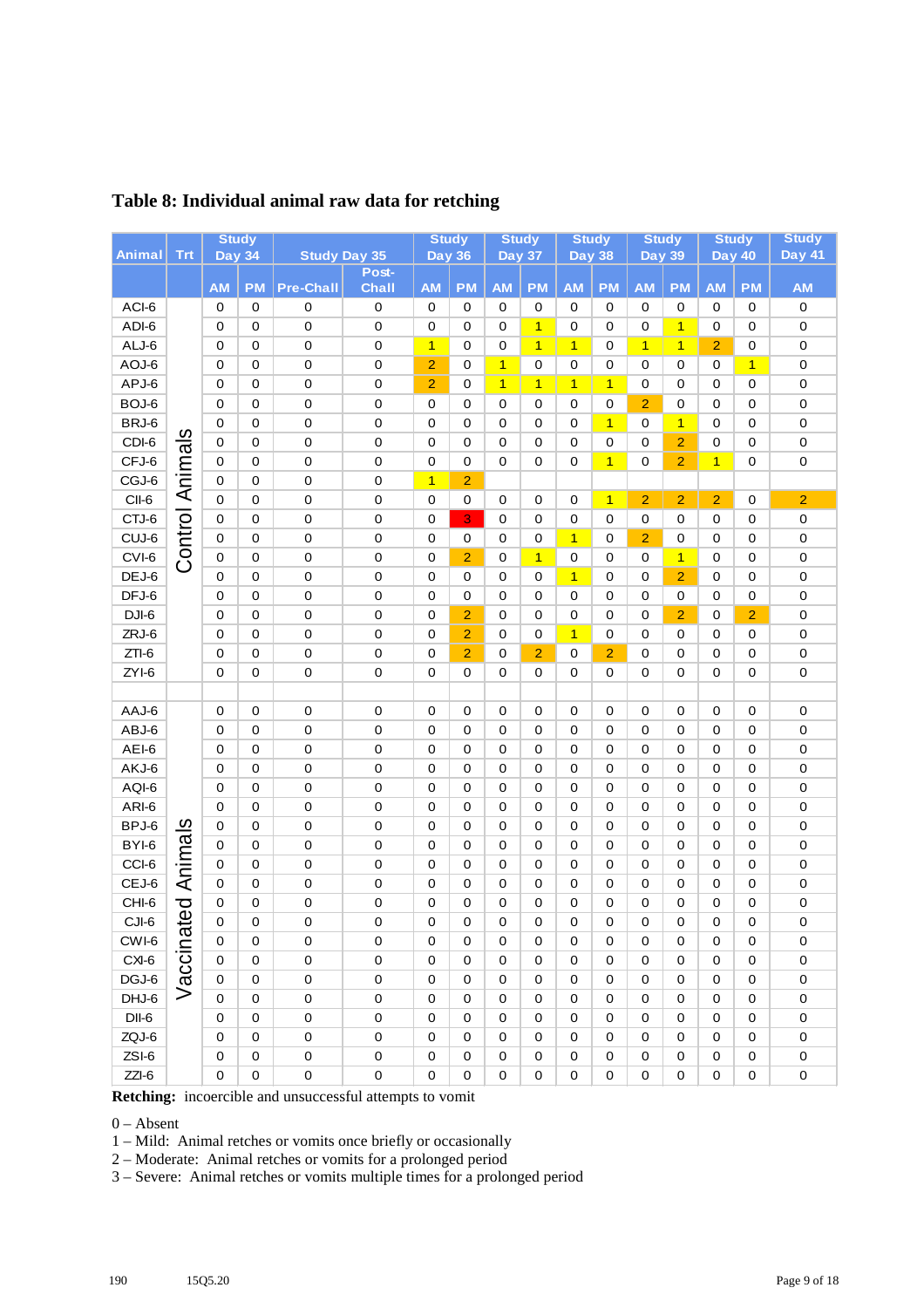## Table 8: Individual animal raw data for retching

| Animal | Trt | Study Day 34 | | Study Day 35 | | Study Day 36 | | Study Day 37 | | Study Day 38 | | Study Day 39 | | Study Day 40 | | Study Day 41 |
|---|---|---|---|---|---|---|---|---|---|---|---|---|---|---|---|---|
| | | AM | PM | Pre-Chall | Post-Chall | AM | PM | AM | PM | AM | PM | AM | PM | AM | PM | AM |
| ACI-6 | Control Animals | 0 | 0 | 0 | 0 | 0 | 0 | 0 | 0 | 0 | 0 | 0 | 0 | 0 | 0 | 0 |
| ADI-6 | | 0 | 0 | 0 | 0 | 0 | 0 | 0 | 1 | 0 | 0 | 0 | 1 | 0 | 0 | 0 |
| ALJ-6 | | 0 | 0 | 0 | 0 | 1 | 0 | 0 | 1 | 1 | 0 | 1 | 1 | 2 | 0 | 0 |
| AOJ-6 | | 0 | 0 | 0 | 0 | 2 | 0 | 1 | 0 | 0 | 0 | 0 | 0 | 0 | 1 | 0 |
| APJ-6 | | 0 | 0 | 0 | 0 | 2 | 0 | 1 | 1 | 1 | 1 | 0 | 0 | 0 | 0 | 0 |
| BOJ-6 | | 0 | 0 | 0 | 0 | 0 | 0 | 0 | 0 | 0 | 0 | 2 | 0 | 0 | 0 | 0 |
| BRJ-6 | | 0 | 0 | 0 | 0 | 0 | 0 | 0 | 0 | 0 | 1 | 0 | 1 | 0 | 0 | 0 |
| CDI-6 | | 0 | 0 | 0 | 0 | 0 | 0 | 0 | 0 | 0 | 0 | 0 | 2 | 0 | 0 | 0 |
| CFJ-6 | | 0 | 0 | 0 | 0 | 0 | 0 | 0 | 0 | 0 | 1 | 0 | 2 | 1 | 0 | 0 |
| CGJ-6 | | 0 | 0 | 0 | 0 | 1 | 2 | | | | | | | | | |
| CII-6 | | 0 | 0 | 0 | 0 | 0 | 0 | 0 | 0 | 0 | 1 | 2 | 2 | 2 | 0 | 2 |
| CTJ-6 | | 0 | 0 | 0 | 0 | 0 | 3 | 0 | 0 | 0 | 0 | 0 | 0 | 0 | 0 | 0 |
| CUJ-6 | | 0 | 0 | 0 | 0 | 0 | 0 | 0 | 0 | 1 | 0 | 2 | 0 | 0 | 0 | 0 |
| CVI-6 | | 0 | 0 | 0 | 0 | 0 | 2 | 0 | 1 | 0 | 0 | 0 | 1 | 0 | 0 | 0 |
| DEJ-6 | | 0 | 0 | 0 | 0 | 0 | 0 | 0 | 0 | 1 | 0 | 0 | 2 | 0 | 0 | 0 |
| DFJ-6 | | 0 | 0 | 0 | 0 | 0 | 0 | 0 | 0 | 0 | 0 | 0 | 0 | 0 | 0 | 0 |
| DJI-6 | | 0 | 0 | 0 | 0 | 0 | 2 | 0 | 0 | 0 | 0 | 0 | 2 | 0 | 2 | 0 |
| ZRJ-6 | | 0 | 0 | 0 | 0 | 0 | 2 | 0 | 0 | 1 | 0 | 0 | 0 | 0 | 0 | 0 |
| ZTI-6 | | 0 | 0 | 0 | 0 | 0 | 2 | 0 | 2 | 0 | 2 | 0 | 0 | 0 | 0 | 0 |
| ZYI-6 | | 0 | 0 | 0 | 0 | 0 | 0 | 0 | 0 | 0 | 0 | 0 | 0 | 0 | 0 | 0 |
| | | | | | | | | | | | | | | | | |
| AAJ-6 | Vaccinated Animals | 0 | 0 | 0 | 0 | 0 | 0 | 0 | 0 | 0 | 0 | 0 | 0 | 0 | 0 | 0 |
| ABJ-6 | | 0 | 0 | 0 | 0 | 0 | 0 | 0 | 0 | 0 | 0 | 0 | 0 | 0 | 0 | 0 |
| AEI-6 | | 0 | 0 | 0 | 0 | 0 | 0 | 0 | 0 | 0 | 0 | 0 | 0 | 0 | 0 | 0 |
| AKJ-6 | | 0 | 0 | 0 | 0 | 0 | 0 | 0 | 0 | 0 | 0 | 0 | 0 | 0 | 0 | 0 |
| AQI-6 | | 0 | 0 | 0 | 0 | 0 | 0 | 0 | 0 | 0 | 0 | 0 | 0 | 0 | 0 | 0 |
| ARI-6 | | 0 | 0 | 0 | 0 | 0 | 0 | 0 | 0 | 0 | 0 | 0 | 0 | 0 | 0 | 0 |
| BPJ-6 | | 0 | 0 | 0 | 0 | 0 | 0 | 0 | 0 | 0 | 0 | 0 | 0 | 0 | 0 | 0 |
| BYI-6 | | 0 | 0 | 0 | 0 | 0 | 0 | 0 | 0 | 0 | 0 | 0 | 0 | 0 | 0 | 0 |
| CCI-6 | | 0 | 0 | 0 | 0 | 0 | 0 | 0 | 0 | 0 | 0 | 0 | 0 | 0 | 0 | 0 |
| CEJ-6 | | 0 | 0 | 0 | 0 | 0 | 0 | 0 | 0 | 0 | 0 | 0 | 0 | 0 | 0 | 0 |
| CHI-6 | | 0 | 0 | 0 | 0 | 0 | 0 | 0 | 0 | 0 | 0 | 0 | 0 | 0 | 0 | 0 |
| CJI-6 | | 0 | 0 | 0 | 0 | 0 | 0 | 0 | 0 | 0 | 0 | 0 | 0 | 0 | 0 | 0 |
| CWI-6 | | 0 | 0 | 0 | 0 | 0 | 0 | 0 | 0 | 0 | 0 | 0 | 0 | 0 | 0 | 0 |
| CXI-6 | | 0 | 0 | 0 | 0 | 0 | 0 | 0 | 0 | 0 | 0 | 0 | 0 | 0 | 0 | 0 |
| DGJ-6 | | 0 | 0 | 0 | 0 | 0 | 0 | 0 | 0 | 0 | 0 | 0 | 0 | 0 | 0 | 0 |
| DHJ-6 | | 0 | 0 | 0 | 0 | 0 | 0 | 0 | 0 | 0 | 0 | 0 | 0 | 0 | 0 | 0 |
| DII-6 | | 0 | 0 | 0 | 0 | 0 | 0 | 0 | 0 | 0 | 0 | 0 | 0 | 0 | 0 | 0 |
| ZQJ-6 | | 0 | 0 | 0 | 0 | 0 | 0 | 0 | 0 | 0 | 0 | 0 | 0 | 0 | 0 | 0 |
| ZSI-6 | | 0 | 0 | 0 | 0 | 0 | 0 | 0 | 0 | 0 | 0 | 0 | 0 | 0 | 0 | 0 |
| ZZI-6 | | 0 | 0 | 0 | 0 | 0 | 0 | 0 | 0 | 0 | 0 | 0 | 0 | 0 | 0 | 0 |

**Retching:** incoercible and unsuccessful attempts to vomit

0 – Absent
1 – Mild: Animal retches or vomits once briefly or occasionally
2 – Moderate: Animal retches or vomits for a prolonged period
3 – Severe: Animal retches or vomits multiple times for a prolonged period

190 15Q5.20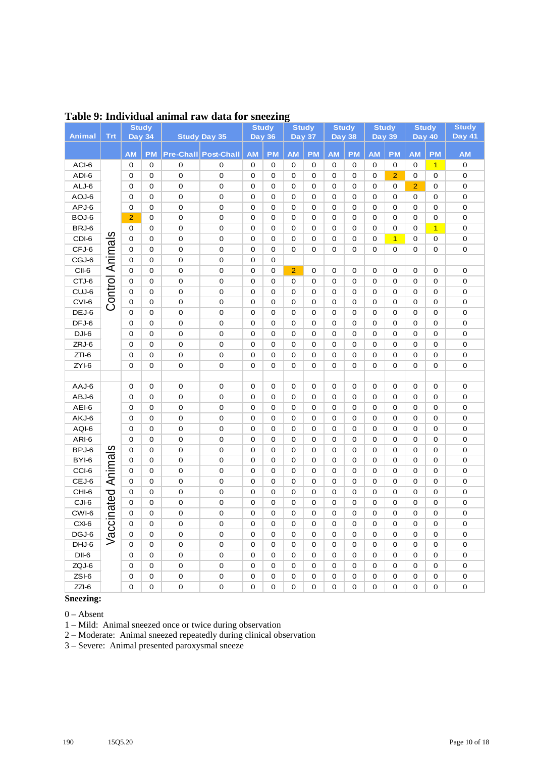# Table 9: Individual animal raw data for sneezing

| Animal | Trt | Study Day 34 | | Study Day 35 | | Study Day 36 | | Study Day 37 | | Study Day 38 | | Study Day 39 | | Study Day 40 | | Study Day 41 |
|---|---|---|---|---|---|---|---|---|---|---|---|---|---|---|---|---|
| | | AM | PM | Pre-Chall | Post-Chall | AM | PM | AM | PM | AM | PM | AM | PM | AM | PM | AM |
| ACI-6 | Control Animals | 0 | 0 | 0 | 0 | 0 | 0 | 0 | 0 | 0 | 0 | 0 | 0 | 0 | 1 | 0 |
| ADI-6 | | 0 | 0 | 0 | 0 | 0 | 0 | 0 | 0 | 0 | 0 | 0 | 2 | 0 | 0 | 0 |
| ALJ-6 | | 0 | 0 | 0 | 0 | 0 | 0 | 0 | 0 | 0 | 0 | 0 | 0 | 2 | 0 | 0 |
| AOJ-6 | | 0 | 0 | 0 | 0 | 0 | 0 | 0 | 0 | 0 | 0 | 0 | 0 | 0 | 0 | 0 |
| APJ-6 | | 0 | 0 | 0 | 0 | 0 | 0 | 0 | 0 | 0 | 0 | 0 | 0 | 0 | 0 | 0 |
| BOJ-6 | | 2 | 0 | 0 | 0 | 0 | 0 | 0 | 0 | 0 | 0 | 0 | 0 | 0 | 0 | 0 |
| BRJ-6 | | 0 | 0 | 0 | 0 | 0 | 0 | 0 | 0 | 0 | 0 | 0 | 0 | 0 | 1 | 0 |
| CDI-6 | | 0 | 0 | 0 | 0 | 0 | 0 | 0 | 0 | 0 | 0 | 0 | 1 | 0 | 0 | 0 |
| CFJ-6 | | 0 | 0 | 0 | 0 | 0 | 0 | 0 | 0 | 0 | 0 | 0 | 0 | 0 | 0 | 0 |
| CGJ-6 | | 0 | 0 | 0 | 0 | 0 | 0 | | | | | | | | | |
| CII-6 | | 0 | 0 | 0 | 0 | 0 | 0 | 2 | 0 | 0 | 0 | 0 | 0 | 0 | 0 | 0 |
| CTJ-6 | | 0 | 0 | 0 | 0 | 0 | 0 | 0 | 0 | 0 | 0 | 0 | 0 | 0 | 0 | 0 |
| CUJ-6 | | 0 | 0 | 0 | 0 | 0 | 0 | 0 | 0 | 0 | 0 | 0 | 0 | 0 | 0 | 0 |
| CVI-6 | | 0 | 0 | 0 | 0 | 0 | 0 | 0 | 0 | 0 | 0 | 0 | 0 | 0 | 0 | 0 |
| DEJ-6 | | 0 | 0 | 0 | 0 | 0 | 0 | 0 | 0 | 0 | 0 | 0 | 0 | 0 | 0 | 0 |
| DFJ-6 | | 0 | 0 | 0 | 0 | 0 | 0 | 0 | 0 | 0 | 0 | 0 | 0 | 0 | 0 | 0 |
| DJI-6 | | 0 | 0 | 0 | 0 | 0 | 0 | 0 | 0 | 0 | 0 | 0 | 0 | 0 | 0 | 0 |
| ZRJ-6 | | 0 | 0 | 0 | 0 | 0 | 0 | 0 | 0 | 0 | 0 | 0 | 0 | 0 | 0 | 0 |
| ZTI-6 | | 0 | 0 | 0 | 0 | 0 | 0 | 0 | 0 | 0 | 0 | 0 | 0 | 0 | 0 | 0 |
| ZYI-6 | | 0 | 0 | 0 | 0 | 0 | 0 | 0 | 0 | 0 | 0 | 0 | 0 | 0 | 0 | 0 |
| | | | | | | | | | | | | | | | | |
| AAJ-6 | Vaccinated Animals | 0 | 0 | 0 | 0 | 0 | 0 | 0 | 0 | 0 | 0 | 0 | 0 | 0 | 0 | 0 |
| ABJ-6 | | 0 | 0 | 0 | 0 | 0 | 0 | 0 | 0 | 0 | 0 | 0 | 0 | 0 | 0 | 0 |
| AEI-6 | | 0 | 0 | 0 | 0 | 0 | 0 | 0 | 0 | 0 | 0 | 0 | 0 | 0 | 0 | 0 |
| AKJ-6 | | 0 | 0 | 0 | 0 | 0 | 0 | 0 | 0 | 0 | 0 | 0 | 0 | 0 | 0 | 0 |
| AQI-6 | | 0 | 0 | 0 | 0 | 0 | 0 | 0 | 0 | 0 | 0 | 0 | 0 | 0 | 0 | 0 |
| ARI-6 | | 0 | 0 | 0 | 0 | 0 | 0 | 0 | 0 | 0 | 0 | 0 | 0 | 0 | 0 | 0 |
| BPJ-6 | | 0 | 0 | 0 | 0 | 0 | 0 | 0 | 0 | 0 | 0 | 0 | 0 | 0 | 0 | 0 |
| BYI-6 | | 0 | 0 | 0 | 0 | 0 | 0 | 0 | 0 | 0 | 0 | 0 | 0 | 0 | 0 | 0 |
| CCI-6 | | 0 | 0 | 0 | 0 | 0 | 0 | 0 | 0 | 0 | 0 | 0 | 0 | 0 | 0 | 0 |
| CEJ-6 | | 0 | 0 | 0 | 0 | 0 | 0 | 0 | 0 | 0 | 0 | 0 | 0 | 0 | 0 | 0 |
| CHI-6 | | 0 | 0 | 0 | 0 | 0 | 0 | 0 | 0 | 0 | 0 | 0 | 0 | 0 | 0 | 0 |
| CJI-6 | | 0 | 0 | 0 | 0 | 0 | 0 | 0 | 0 | 0 | 0 | 0 | 0 | 0 | 0 | 0 |
| CWI-6 | | 0 | 0 | 0 | 0 | 0 | 0 | 0 | 0 | 0 | 0 | 0 | 0 | 0 | 0 | 0 |
| CXI-6 | | 0 | 0 | 0 | 0 | 0 | 0 | 0 | 0 | 0 | 0 | 0 | 0 | 0 | 0 | 0 |
| DGJ-6 | | 0 | 0 | 0 | 0 | 0 | 0 | 0 | 0 | 0 | 0 | 0 | 0 | 0 | 0 | 0 |
| DHJ-6 | | 0 | 0 | 0 | 0 | 0 | 0 | 0 | 0 | 0 | 0 | 0 | 0 | 0 | 0 | 0 |
| DII-6 | | 0 | 0 | 0 | 0 | 0 | 0 | 0 | 0 | 0 | 0 | 0 | 0 | 0 | 0 | 0 |
| ZQJ-6 | | 0 | 0 | 0 | 0 | 0 | 0 | 0 | 0 | 0 | 0 | 0 | 0 | 0 | 0 | 0 |
| ZSI-6 | | 0 | 0 | 0 | 0 | 0 | 0 | 0 | 0 | 0 | 0 | 0 | 0 | 0 | 0 | 0 |
| ZZI-6 | | 0 | 0 | 0 | 0 | 0 | 0 | 0 | 0 | 0 | 0 | 0 | 0 | 0 | 0 | 0 |

**Sneezing:**

0 – Absent
1 – Mild: Animal sneezed once or twice during observation
2 – Moderate: Animal sneezed repeatedly during clinical observation
3 – Severe: Animal presented paroxysmal sneeze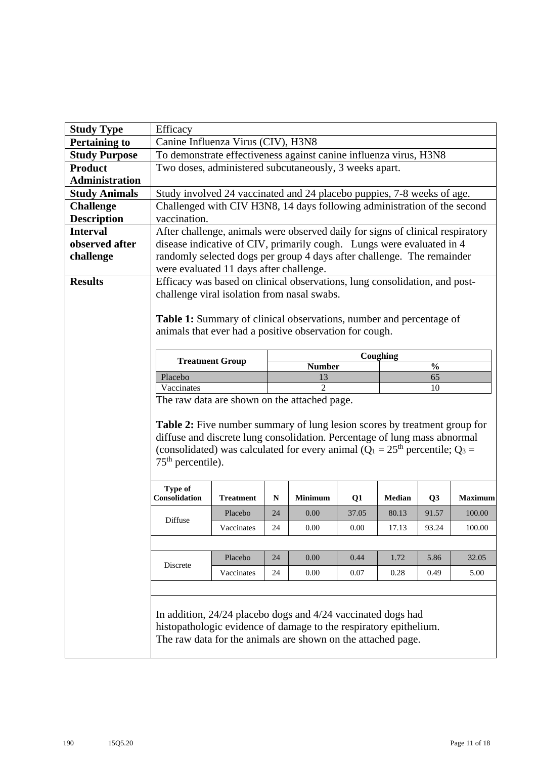| | |
|---|---|
| **Study Type** | Efficacy |
| **Pertaining to** | Canine Influenza Virus (CIV), H3N8 |
| **Study Purpose** | To demonstrate effectiveness against canine influenza virus, H3N8 |
| **Product Administration** | Two doses, administered subcutaneously, 3 weeks apart. |
| **Study Animals** | Study involved 24 vaccinated and 24 placebo puppies, 7-8 weeks of age. |
| **Challenge Description** | Challenged with CIV H3N8, 14 days following administration of the second vaccination. |
| **Interval observed after challenge** | After challenge, animals were observed daily for signs of clinical respiratory disease indicative of CIV, primarily cough. Lungs were evaluated in 4 randomly selected dogs per group 4 days after challenge. The remainder were evaluated 11 days after challenge. |
| **Results** | Efficacy was based on clinical observations, lung consolidation, and post-challenge viral isolation from nasal swabs. |

**Table 1:** Summary of clinical observations, number and percentage of animals that ever had a positive observation for cough.

| Treatment Group | Coughing | |
|---|---|---|
| | Number | % |
| Placebo | 13 | 65 |
| Vaccinates | 2 | 10 |

The raw data are shown on the attached page.

**Table 2:** Five number summary of lung lesion scores by treatment group for diffuse and discrete lung consolidation. Percentage of lung mass abnormal (consolidated) was calculated for every animal ($Q_1$ = 25[th] percentile; $Q_3$ = 75[th] percentile).

| Type of Consolidation | Treatment | N | Minimum | Q1 | Median | Q3 | Maximum |
|---|---|---|---|---|---|---|---|
| Diffuse | Placebo | 24 | 0.00 | 37.05 | 80.13 | 91.57 | 100.00 |
| | Vaccinates | 24 | 0.00 | 0.00 | 17.13 | 93.24 | 100.00 |
| Discrete | Placebo | 24 | 0.00 | 0.44 | 1.72 | 5.86 | 32.05 |
| | Vaccinates | 24 | 0.00 | 0.07 | 0.28 | 0.49 | 5.00 |

In addition, 24/24 placebo dogs and 4/24 vaccinated dogs had histopathologic evidence of damage to the respiratory epithelium. The raw data for the animals are shown on the attached page.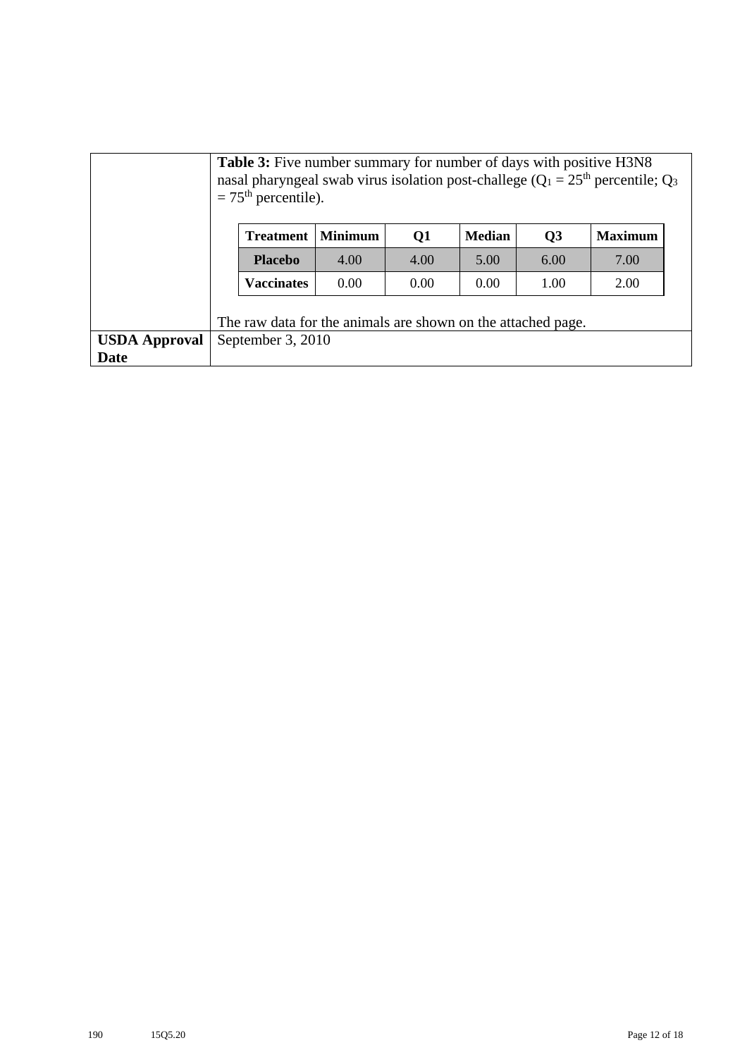| | **Table 3:** Five number summary for number of days with positive H3N8 nasal pharyngeal swab virus isolation post-challege ($Q_1$ = 25th percentile; $Q_3$ = 75th percentile).<br><br>The raw data for the animals are shown on the attached page. |
|---|---|
| **USDA Approval Date** | September 3, 2010 |

| Treatment | Minimum | Q1 | Median | Q3 | Maximum |
|---|---|---|---|---|---|
| **Placebo** | 4.00 | 4.00 | 5.00 | 6.00 | 7.00 |
| **Vaccinates** | 0.00 | 0.00 | 0.00 | 1.00 | 2.00 |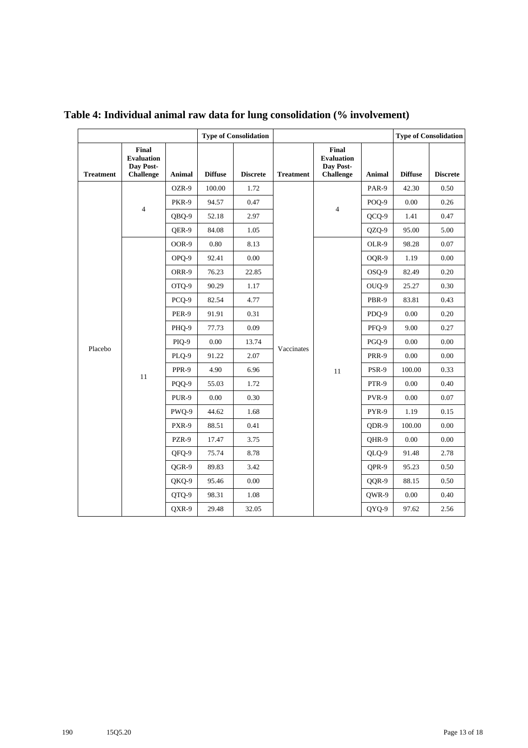# Table 4: Individual animal raw data for lung consolidation (% involvement)

| | | | Type of Consolidation | | | | | Type of Consolidation | |
|---|---|---|---|---|---|---|---|---|---|
| **Treatment** | **Final Evaluation Day Post-Challenge** | **Animal** | **Diffuse** | **Discrete** | **Treatment** | **Final Evaluation Day Post-Challenge** | **Animal** | **Diffuse** | **Discrete** |
| Placebo | 4 | OZR-9 | 100.00 | 1.72 | Vaccinates | 4 | PAR-9 | 42.30 | 0.50 |
| | | PKR-9 | 94.57 | 0.47 | | | POQ-9 | 0.00 | 0.26 |
| | | QBQ-9 | 52.18 | 2.97 | | | QCQ-9 | 1.41 | 0.47 |
| | | QER-9 | 84.08 | 1.05 | | | QZQ-9 | 95.00 | 5.00 |
| | 11 | OOR-9 | 0.80 | 8.13 | | 11 | OLR-9 | 98.28 | 0.07 |
| | | OPQ-9 | 92.41 | 0.00 | | | OQR-9 | 1.19 | 0.00 |
| | | ORR-9 | 76.23 | 22.85 | | | OSQ-9 | 82.49 | 0.20 |
| | | OTQ-9 | 90.29 | 1.17 | | | OUQ-9 | 25.27 | 0.30 |
| | | PCQ-9 | 82.54 | 4.77 | | | PBR-9 | 83.81 | 0.43 |
| | | PER-9 | 91.91 | 0.31 | | | PDQ-9 | 0.00 | 0.20 |
| | | PHQ-9 | 77.73 | 0.09 | | | PFQ-9 | 9.00 | 0.27 |
| | | PIQ-9 | 0.00 | 13.74 | | | PGQ-9 | 0.00 | 0.00 |
| | | PLQ-9 | 91.22 | 2.07 | | | PRR-9 | 0.00 | 0.00 |
| | | PPR-9 | 4.90 | 6.96 | | | PSR-9 | 100.00 | 0.33 |
| | | PQQ-9 | 55.03 | 1.72 | | | PTR-9 | 0.00 | 0.40 |
| | | PUR-9 | 0.00 | 0.30 | | | PVR-9 | 0.00 | 0.07 |
| | | PWQ-9 | 44.62 | 1.68 | | | PYR-9 | 1.19 | 0.15 |
| | | PXR-9 | 88.51 | 0.41 | | | QDR-9 | 100.00 | 0.00 |
| | | PZR-9 | 17.47 | 3.75 | | | QHR-9 | 0.00 | 0.00 |
| | | QFQ-9 | 75.74 | 8.78 | | | QLQ-9 | 91.48 | 2.78 |
| | | QGR-9 | 89.83 | 3.42 | | | QPR-9 | 95.23 | 0.50 |
| | | QKQ-9 | 95.46 | 0.00 | | | QQR-9 | 88.15 | 0.50 |
| | | QTQ-9 | 98.31 | 1.08 | | | QWR-9 | 0.00 | 0.40 |
| | | QXR-9 | 29.48 | 32.05 | | | QYQ-9 | 97.62 | 2.56 |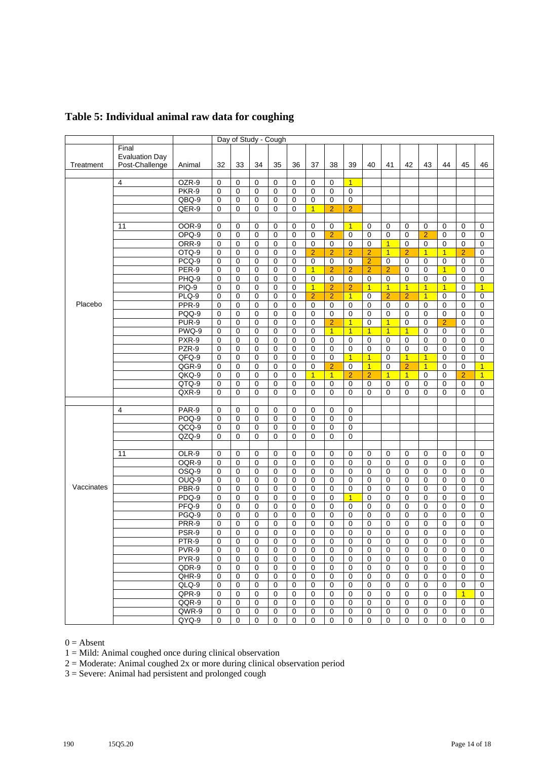## Table 5: Individual animal raw data for coughing

| Treatment | Final Evaluation Day Post-Challenge | Animal | 32 | 33 | 34 | 35 | 36 | 37 | 38 | 39 | 40 | 41 | 42 | 43 | 44 | 45 | 46 |
|---|---|---|---|---|---|---|---|---|---|---|---|---|---|---|---|---|---|
| | | | Day of Study - Cough | | | | | | | | | | | | | | |
| Placebo | 4 | OZR-9 | 0 | 0 | 0 | 0 | 0 | 0 | 0 | 1 | | | | | | | |
| | | PKR-9 | 0 | 0 | 0 | 0 | 0 | 0 | 0 | 0 | | | | | | | |
| | | QBQ-9 | 0 | 0 | 0 | 0 | 0 | 0 | 0 | 0 | | | | | | | |
| | | QER-9 | 0 | 0 | 0 | 0 | 0 | 1 | 2 | 2 | | | | | | | |
| | 11 | OOR-9 | 0 | 0 | 0 | 0 | 0 | 0 | 0 | 1 | 0 | 0 | 0 | 0 | 0 | 0 | 0 |
| | | OPQ-9 | 0 | 0 | 0 | 0 | 0 | 0 | 2 | 0 | 0 | 0 | 0 | 2 | 0 | 0 | 0 |
| | | ORR-9 | 0 | 0 | 0 | 0 | 0 | 0 | 0 | 0 | 0 | 1 | 0 | 0 | 0 | 0 | 0 |
| | | OTQ-9 | 0 | 0 | 0 | 0 | 0 | 2 | 2 | 2 | 2 | 1 | 2 | 1 | 1 | 2 | 0 |
| | | PCQ-9 | 0 | 0 | 0 | 0 | 0 | 0 | 0 | 0 | 2 | 0 | 0 | 0 | 0 | 0 | 0 |
| | | PER-9 | 0 | 0 | 0 | 0 | 0 | 1 | 2 | 2 | 2 | 2 | 0 | 0 | 1 | 0 | 0 |
| | | PHQ-9 | 0 | 0 | 0 | 0 | 0 | 0 | 0 | 0 | 0 | 0 | 0 | 0 | 0 | 0 | 0 |
| | | PIQ-9 | 0 | 0 | 0 | 0 | 0 | 1 | 2 | 2 | 1 | 1 | 1 | 1 | 1 | 0 | 1 |
| | | PLQ-9 | 0 | 0 | 0 | 0 | 0 | 2 | 2 | 1 | 0 | 2 | 2 | 1 | 0 | 0 | 0 |
| | | PPR-9 | 0 | 0 | 0 | 0 | 0 | 0 | 0 | 0 | 0 | 0 | 0 | 0 | 0 | 0 | 0 |
| | | PQQ-9 | 0 | 0 | 0 | 0 | 0 | 0 | 0 | 0 | 0 | 0 | 0 | 0 | 0 | 0 | 0 |
| | | PUR-9 | 0 | 0 | 0 | 0 | 0 | 0 | 2 | 1 | 0 | 1 | 0 | 0 | 2 | 0 | 0 |
| | | PWQ-9 | 0 | 0 | 0 | 0 | 0 | 0 | 1 | 1 | 1 | 1 | 1 | 0 | 0 | 0 | 0 |
| | | PXR-9 | 0 | 0 | 0 | 0 | 0 | 0 | 0 | 0 | 0 | 0 | 0 | 0 | 0 | 0 | 0 |
| | | PZR-9 | 0 | 0 | 0 | 0 | 0 | 0 | 0 | 0 | 0 | 0 | 0 | 0 | 0 | 0 | 0 |
| | | QFQ-9 | 0 | 0 | 0 | 0 | 0 | 0 | 0 | 1 | 1 | 0 | 1 | 1 | 0 | 0 | 0 |
| | | QGR-9 | 0 | 0 | 0 | 0 | 0 | 0 | 2 | 0 | 1 | 0 | 2 | 1 | 0 | 0 | 1 |
| | | QKQ-9 | 0 | 0 | 0 | 0 | 0 | 1 | 1 | 2 | 2 | 1 | 1 | 0 | 0 | 2 | 1 |
| | | QTQ-9 | 0 | 0 | 0 | 0 | 0 | 0 | 0 | 0 | 0 | 0 | 0 | 0 | 0 | 0 | 0 |
| | | QXR-9 | 0 | 0 | 0 | 0 | 0 | 0 | 0 | 0 | 0 | 0 | 0 | 0 | 0 | 0 | 0 |
| Vaccinates | 4 | PAR-9 | 0 | 0 | 0 | 0 | 0 | 0 | 0 | 0 | | | | | | | |
| | | POQ-9 | 0 | 0 | 0 | 0 | 0 | 0 | 0 | 0 | | | | | | | |
| | | QCQ-9 | 0 | 0 | 0 | 0 | 0 | 0 | 0 | 0 | | | | | | | |
| | | QZQ-9 | 0 | 0 | 0 | 0 | 0 | 0 | 0 | 0 | | | | | | | |
| | 11 | OLR-9 | 0 | 0 | 0 | 0 | 0 | 0 | 0 | 0 | 0 | 0 | 0 | 0 | 0 | 0 | 0 |
| | | OQR-9 | 0 | 0 | 0 | 0 | 0 | 0 | 0 | 0 | 0 | 0 | 0 | 0 | 0 | 0 | 0 |
| | | OSQ-9 | 0 | 0 | 0 | 0 | 0 | 0 | 0 | 0 | 0 | 0 | 0 | 0 | 0 | 0 | 0 |
| | | OUQ-9 | 0 | 0 | 0 | 0 | 0 | 0 | 0 | 0 | 0 | 0 | 0 | 0 | 0 | 0 | 0 |
| | | PBR-9 | 0 | 0 | 0 | 0 | 0 | 0 | 0 | 0 | 0 | 0 | 0 | 0 | 0 | 0 | 0 |
| | | PDQ-9 | 0 | 0 | 0 | 0 | 0 | 0 | 0 | 1 | 0 | 0 | 0 | 0 | 0 | 0 | 0 |
| | | PFQ-9 | 0 | 0 | 0 | 0 | 0 | 0 | 0 | 0 | 0 | 0 | 0 | 0 | 0 | 0 | 0 |
| | | PGQ-9 | 0 | 0 | 0 | 0 | 0 | 0 | 0 | 0 | 0 | 0 | 0 | 0 | 0 | 0 | 0 |
| | | PRR-9 | 0 | 0 | 0 | 0 | 0 | 0 | 0 | 0 | 0 | 0 | 0 | 0 | 0 | 0 | 0 |
| | | PSR-9 | 0 | 0 | 0 | 0 | 0 | 0 | 0 | 0 | 0 | 0 | 0 | 0 | 0 | 0 | 0 |
| | | PTR-9 | 0 | 0 | 0 | 0 | 0 | 0 | 0 | 0 | 0 | 0 | 0 | 0 | 0 | 0 | 0 |
| | | PVR-9 | 0 | 0 | 0 | 0 | 0 | 0 | 0 | 0 | 0 | 0 | 0 | 0 | 0 | 0 | 0 |
| | | PYR-9 | 0 | 0 | 0 | 0 | 0 | 0 | 0 | 0 | 0 | 0 | 0 | 0 | 0 | 0 | 0 |
| | | QDR-9 | 0 | 0 | 0 | 0 | 0 | 0 | 0 | 0 | 0 | 0 | 0 | 0 | 0 | 0 | 0 |
| | | QHR-9 | 0 | 0 | 0 | 0 | 0 | 0 | 0 | 0 | 0 | 0 | 0 | 0 | 0 | 0 | 0 |
| | | QLQ-9 | 0 | 0 | 0 | 0 | 0 | 0 | 0 | 0 | 0 | 0 | 0 | 0 | 0 | 0 | 0 |
| | | QPR-9 | 0 | 0 | 0 | 0 | 0 | 0 | 0 | 0 | 0 | 0 | 0 | 0 | 0 | 1 | 0 |
| | | QQR-9 | 0 | 0 | 0 | 0 | 0 | 0 | 0 | 0 | 0 | 0 | 0 | 0 | 0 | 0 | 0 |
| | | QWR-9 | 0 | 0 | 0 | 0 | 0 | 0 | 0 | 0 | 0 | 0 | 0 | 0 | 0 | 0 | 0 |
| | | QYQ-9 | 0 | 0 | 0 | 0 | 0 | 0 | 0 | 0 | 0 | 0 | 0 | 0 | 0 | 0 | 0 |

0 = Absent
1 = Mild: Animal coughed once during clinical observation
2 = Moderate: Animal coughed 2x or more during clinical observation period
3 = Severe: Animal had persistent and prolonged cough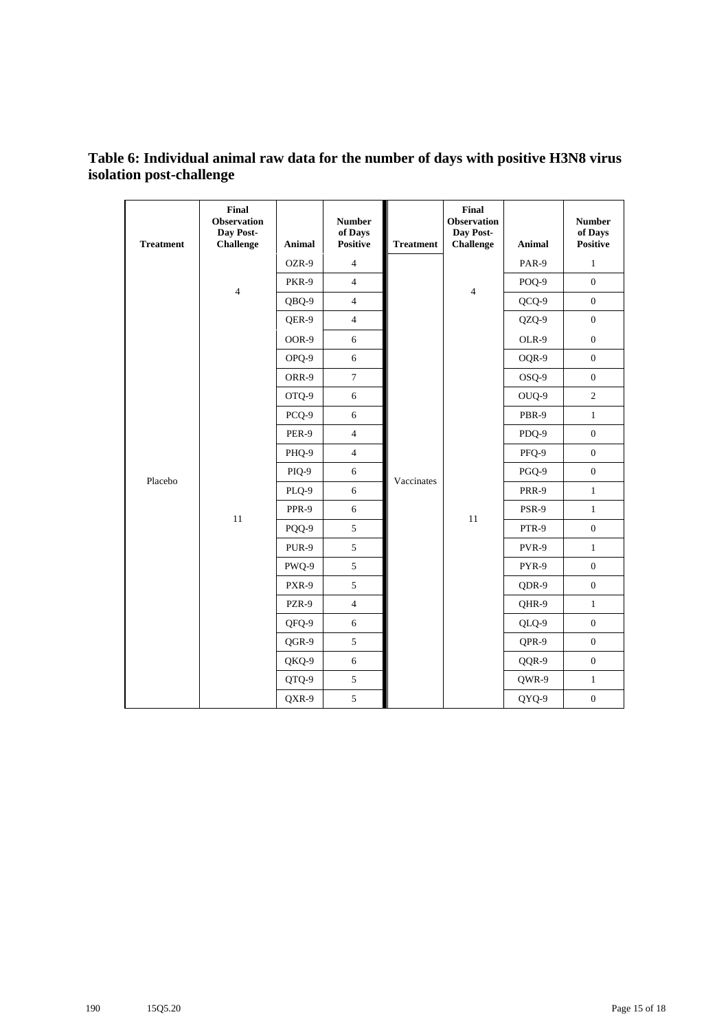**Table 6: Individual animal raw data for the number of days with positive H3N8 virus isolation post-challenge**

| Treatment | Final Observation Day Post-Challenge | Animal | Number of Days Positive | Treatment | Final Observation Day Post-Challenge | Animal | Number of Days Positive |
|---|---|---|---|---|---|---|---|
| Placebo | 4 | OZR-9 | 4 | Vaccinates | 4 | PAR-9 | 1 |
| | | PKR-9 | 4 | | | POQ-9 | 0 |
| | | QBQ-9 | 4 | | | QCQ-9 | 0 |
| | 11 | QER-9 | 4 | | 11 | QZQ-9 | 0 |
| | | OOR-9 | 6 | | | OLR-9 | 0 |
| | | OPQ-9 | 6 | | | OQR-9 | 0 |
| | | ORR-9 | 7 | | | OSQ-9 | 0 |
| | | OTQ-9 | 6 | | | OUQ-9 | 2 |
| | | PCQ-9 | 6 | | | PBR-9 | 1 |
| | | PER-9 | 4 | | | PDQ-9 | 0 |
| | | PHQ-9 | 4 | | | PFQ-9 | 0 |
| | | PIQ-9 | 6 | | | PGQ-9 | 0 |
| | | PLQ-9 | 6 | | | PRR-9 | 1 |
| | | PPR-9 | 6 | | | PSR-9 | 1 |
| | | PQQ-9 | 5 | | | PTR-9 | 0 |
| | | PUR-9 | 5 | | | PVR-9 | 1 |
| | | PWQ-9 | 5 | | | PYR-9 | 0 |
| | | PXR-9 | 5 | | | QDR-9 | 0 |
| | | PZR-9 | 4 | | | QHR-9 | 1 |
| | | QFQ-9 | 6 | | | QLQ-9 | 0 |
| | | QGR-9 | 5 | | | QPR-9 | 0 |
| | | QKQ-9 | 6 | | | QQR-9 | 0 |
| | | QTQ-9 | 5 | | | QWR-9 | 1 |
| | | QXR-9 | 5 | | | QYQ-9 | 0 |

190 15Q5.20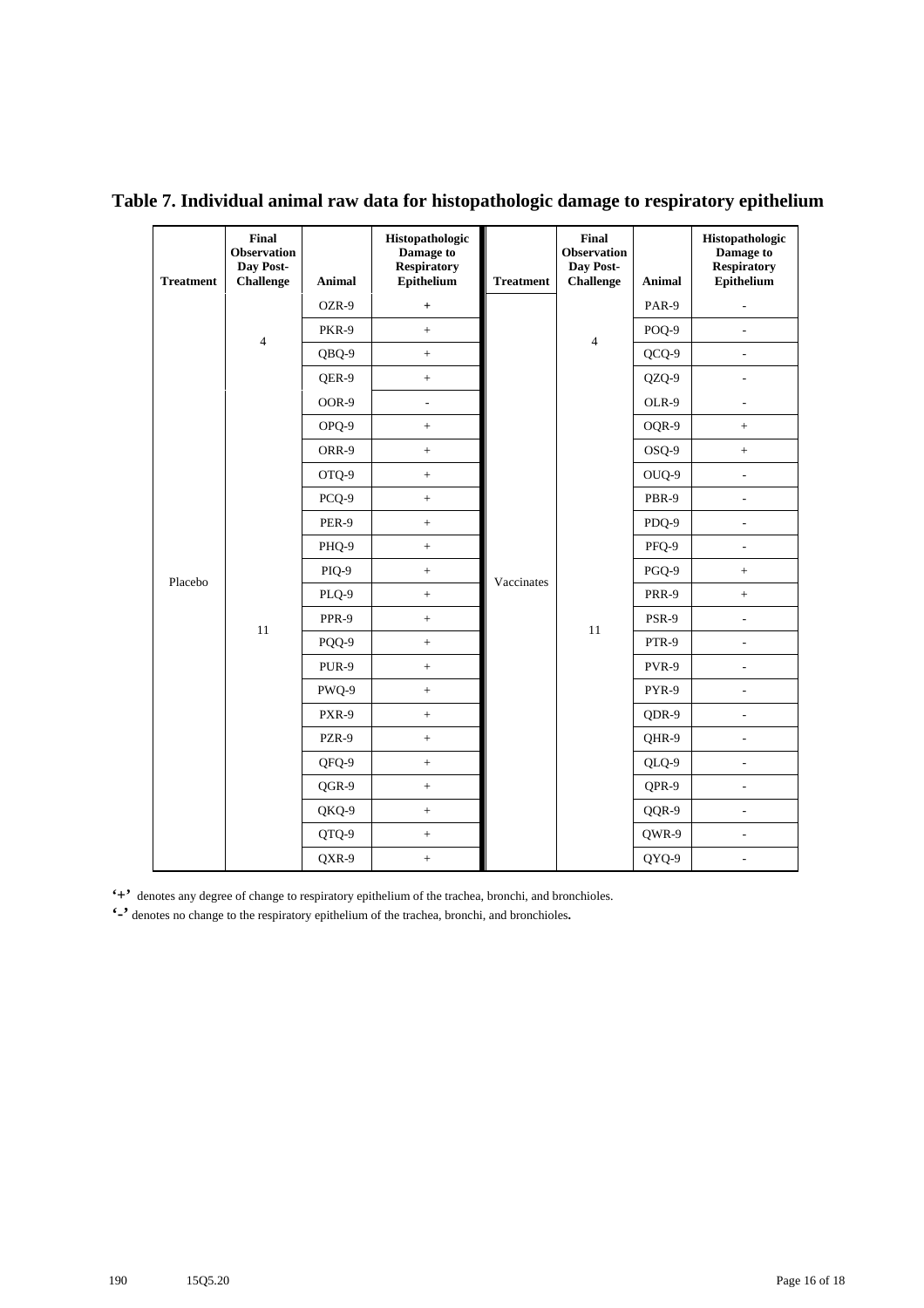## Table 7. Individual animal raw data for histopathologic damage to respiratory epithelium

| Treatment | Final Observation Day Post-Challenge | Animal | Histopathologic Damage to Respiratory Epithelium | Treatment | Final Observation Day Post-Challenge | Animal | Histopathologic Damage to Respiratory Epithelium |
|---|---|---|---|---|---|---|---|
| Placebo | 4 | OZR-9 | + | Vaccinates | 4 | PAR-9 | - |
| | | PKR-9 | + | | | POQ-9 | - |
| | | QBQ-9 | + | | | QCQ-9 | - |
| | | QER-9 | + | | | QZQ-9 | - |
| | 11 | OOR-9 | - | | 11 | OLR-9 | - |
| | | OPQ-9 | + | | | OQR-9 | + |
| | | ORR-9 | + | | | OSQ-9 | + |
| | | OTQ-9 | + | | | OUQ-9 | - |
| | | PCQ-9 | + | | | PBR-9 | - |
| | | PER-9 | + | | | PDQ-9 | - |
| | | PHQ-9 | + | | | PFQ-9 | - |
| | | PIQ-9 | + | | | PGQ-9 | + |
| | | PLQ-9 | + | | | PRR-9 | + |
| | | PPR-9 | + | | | PSR-9 | - |
| | | PQQ-9 | + | | | PTR-9 | - |
| | | PUR-9 | + | | | PVR-9 | - |
| | | PWQ-9 | + | | | PYR-9 | - |
| | | PXR-9 | + | | | QDR-9 | - |
| | | PZR-9 | + | | | QHR-9 | - |
| | | QFQ-9 | + | | | QLQ-9 | - |
| | | QGR-9 | + | | | QPR-9 | - |
| | | QKQ-9 | + | | | QQR-9 | - |
| | | QTQ-9 | + | | | QWR-9 | - |
| | | QXR-9 | + | | | QYQ-9 | - |

**'+'** denotes any degree of change to respiratory epithelium of the trachea, bronchi, and bronchioles.

**'-'** denotes no change to the respiratory epithelium of the trachea, bronchi, and bronchioles**.**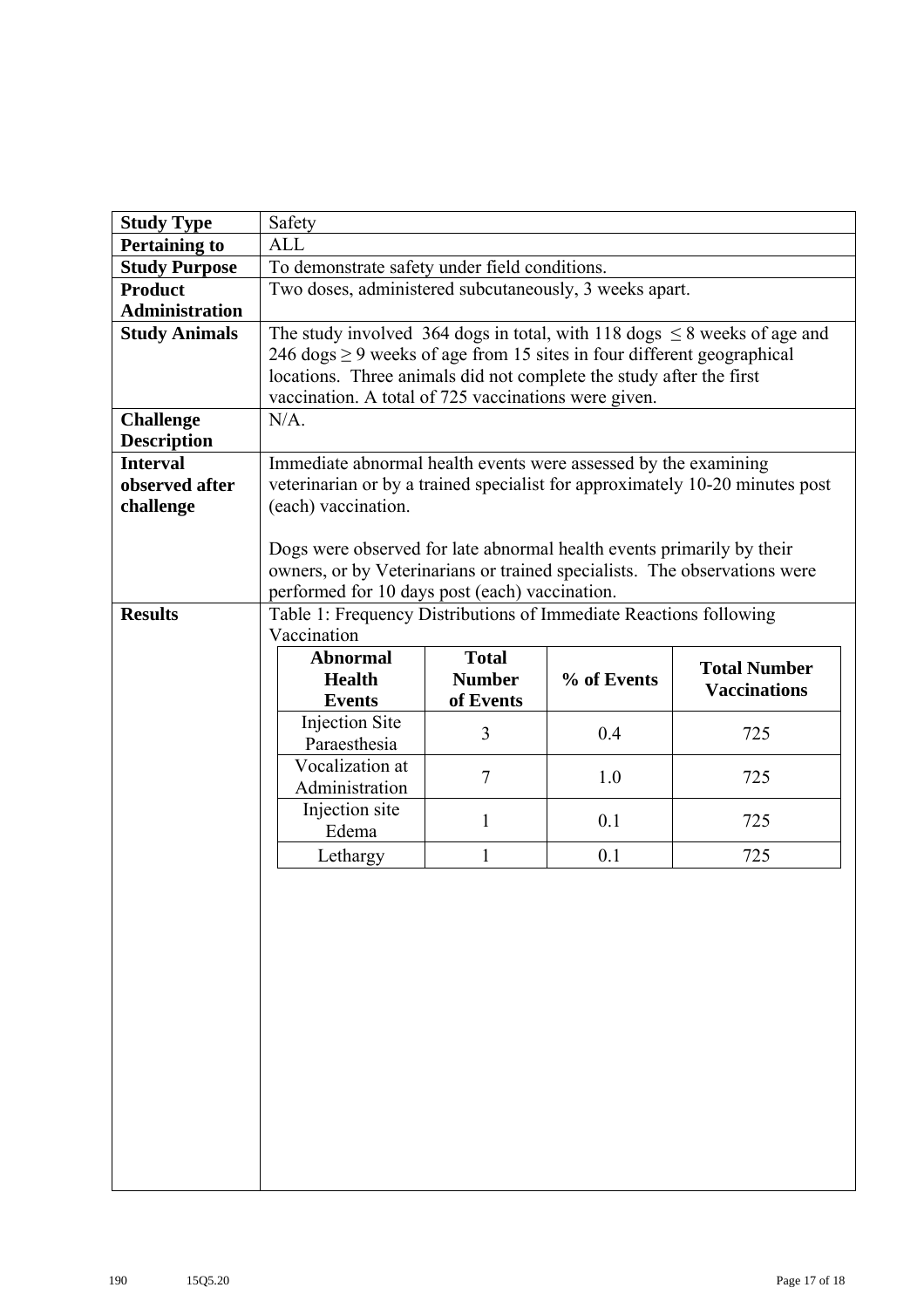| Study Type | Safety |
| --- | --- |
| **Pertaining to** | ALL |
| **Study Purpose** | To demonstrate safety under field conditions. |
| **Product Administration** | Two doses, administered subcutaneously, 3 weeks apart. |
| **Study Animals** | The study involved 364 dogs in total, with 118 dogs $\leq$ 8 weeks of age and 246 dogs $\geq$ 9 weeks of age from 15 sites in four different geographical locations. Three animals did not complete the study after the first vaccination. A total of 725 vaccinations were given. |
| **Challenge Description** | N/A. |
| **Interval observed after challenge** | Immediate abnormal health events were assessed by the examining veterinarian or by a trained specialist for approximately 10-20 minutes post (each) vaccination.<br><br>Dogs were observed for late abnormal health events primarily by their owners, or by Veterinarians or trained specialists. The observations were performed for 10 days post (each) vaccination. |
| **Results** | Table 1: Frequency Distributions of Immediate Reactions following Vaccination |

Table 1: Frequency Distributions of Immediate Reactions following Vaccination

| Abnormal Health Events | Total Number of Events | % of Events | Total Number Vaccinations |
| --- | --- | --- | --- |
| Injection Site Paraesthesia | 3 | 0.4 | 725 |
| Vocalization at Administration | 7 | 1.0 | 725 |
| Injection site Edema | 1 | 0.1 | 725 |
| Lethargy | 1 | 0.1 | 725 |

190 15Q5.20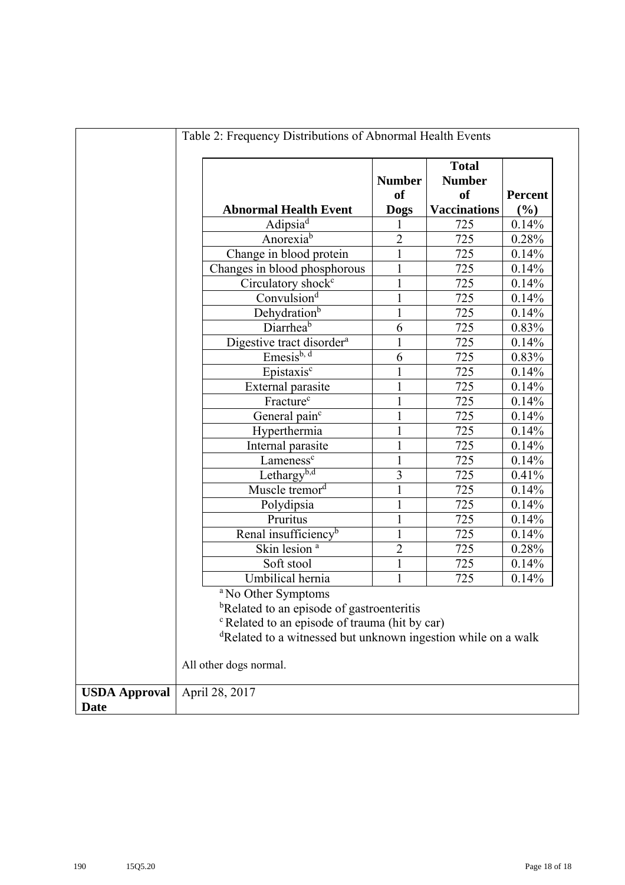Table 2: Frequency Distributions of Abnormal Health Events

| Abnormal Health Event | Number of Dogs | Total Number of Vaccinations | Percent (%) |
|---|---|---|---|
| Adipsia[d] | 1 | 725 | 0.14% |
| Anorexia[b] | 2 | 725 | 0.28% |
| Change in blood protein | 1 | 725 | 0.14% |
| Changes in blood phosphorous | 1 | 725 | 0.14% |
| Circulatory shock[c] | 1 | 725 | 0.14% |
| Convulsion[d] | 1 | 725 | 0.14% |
| Dehydration[b] | 1 | 725 | 0.14% |
| Diarrhea[b] | 6 | 725 | 0.83% |
| Digestive tract disorder[a] | 1 | 725 | 0.14% |
| Emesis[b, d] | 6 | 725 | 0.83% |
| Epistaxis[c] | 1 | 725 | 0.14% |
| External parasite | 1 | 725 | 0.14% |
| Fracture[c] | 1 | 725 | 0.14% |
| General pain[c] | 1 | 725 | 0.14% |
| Hyperthermia | 1 | 725 | 0.14% |
| Internal parasite | 1 | 725 | 0.14% |
| Lameness[c] | 1 | 725 | 0.14% |
| Lethargy[b,d] | 3 | 725 | 0.41% |
| Muscle tremor[d] | 1 | 725 | 0.14% |
| Polydipsia | 1 | 725 | 0.14% |
| Pruritus | 1 | 725 | 0.14% |
| Renal insufficiency[b] | 1 | 725 | 0.14% |
| Skin lesion [a] | 2 | 725 | 0.28% |
| Soft stool | 1 | 725 | 0.14% |
| Umbilical hernia | 1 | 725 | 0.14% |

[a] No Other Symptoms

[b] Related to an episode of gastroenteritis

[c] Related to an episode of trauma (hit by car)

[d] Related to a witnessed but unknown ingestion while on a walk

All other dogs normal.

**USDA Approval Date** April 28, 2017